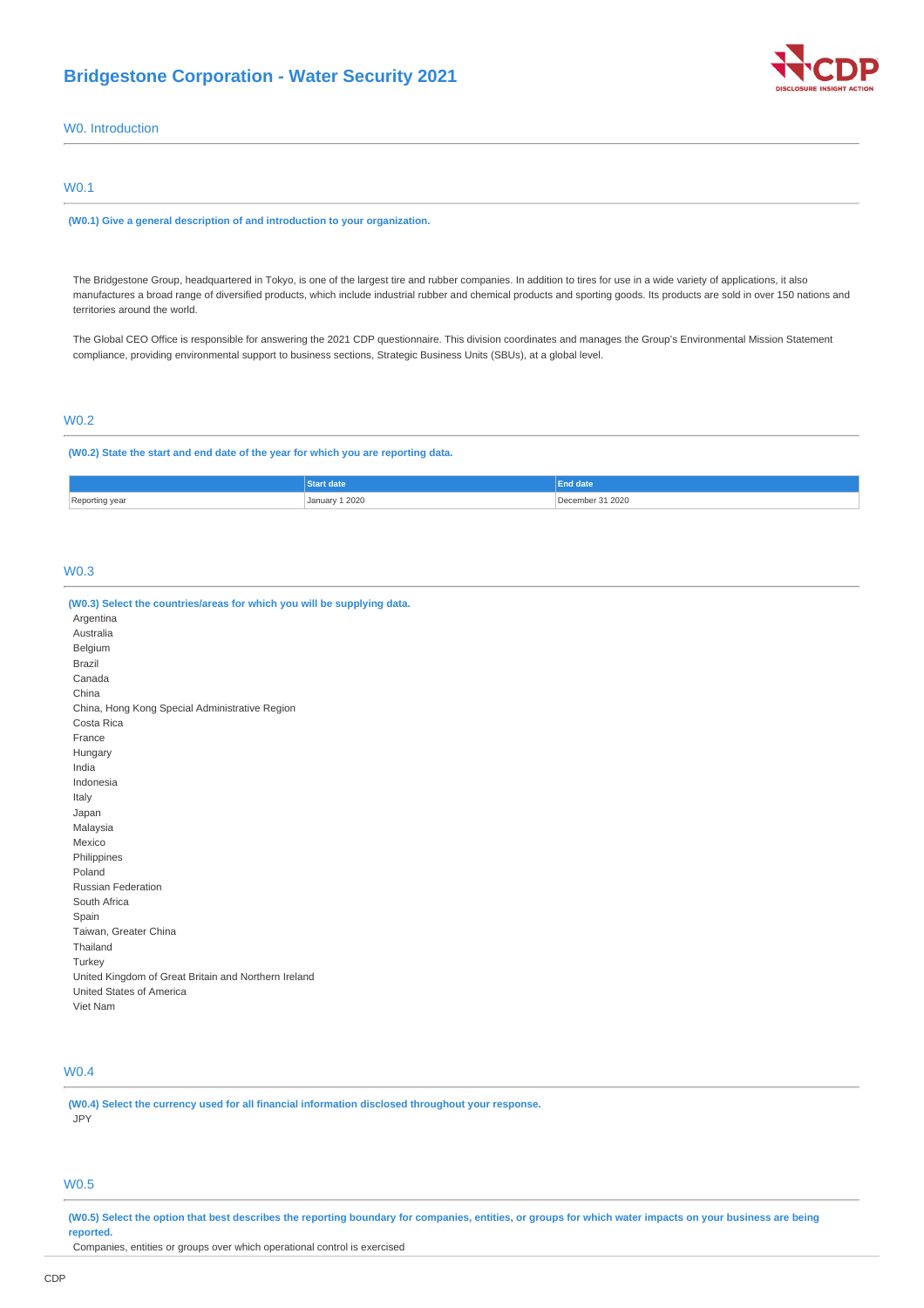# Bridgestone Corporation - Water Security 2021

## W0. Introduction

### W0.1

**(W0.1) Give a general description of and introduction to your organization.**

The Bridgestone Group, headquartered in Tokyo, is one of the largest tire and rubber companies. In addition to tires for use in a wide variety of applications, it also manufactures a broad range of diversified products, which include industrial rubber and chemical products and sporting goods. Its products are sold in over 150 nations and territories around the world.

The Global CEO Office is responsible for answering the 2021 CDP questionnaire. This division coordinates and manages the Group's Environmental Mission Statement compliance, providing environmental support to business sections, Strategic Business Units (SBUs), at a global level.

### W0.2

**(W0.2) State the start and end date of the year for which you are reporting data.**

| | Start date | End date |
|---|---|---|
| Reporting year | January 1 2020 | December 31 2020 |

### W0.3

**(W0.3) Select the countries/areas for which you will be supplying data.**

Argentina
Australia
Belgium
Brazil
Canada
China
China, Hong Kong Special Administrative Region
Costa Rica
France
Hungary
India
Indonesia
Italy
Japan
Malaysia
Mexico
Philippines
Poland
Russian Federation
South Africa
Spain
Taiwan, Greater China
Thailand
Turkey
United Kingdom of Great Britain and Northern Ireland
United States of America
Viet Nam

### W0.4

**(W0.4) Select the currency used for all financial information disclosed throughout your response.**

JPY

### W0.5

**(W0.5) Select the option that best describes the reporting boundary for companies, entities, or groups for which water impacts on your business are being reported.**

Companies, entities or groups over which operational control is exercised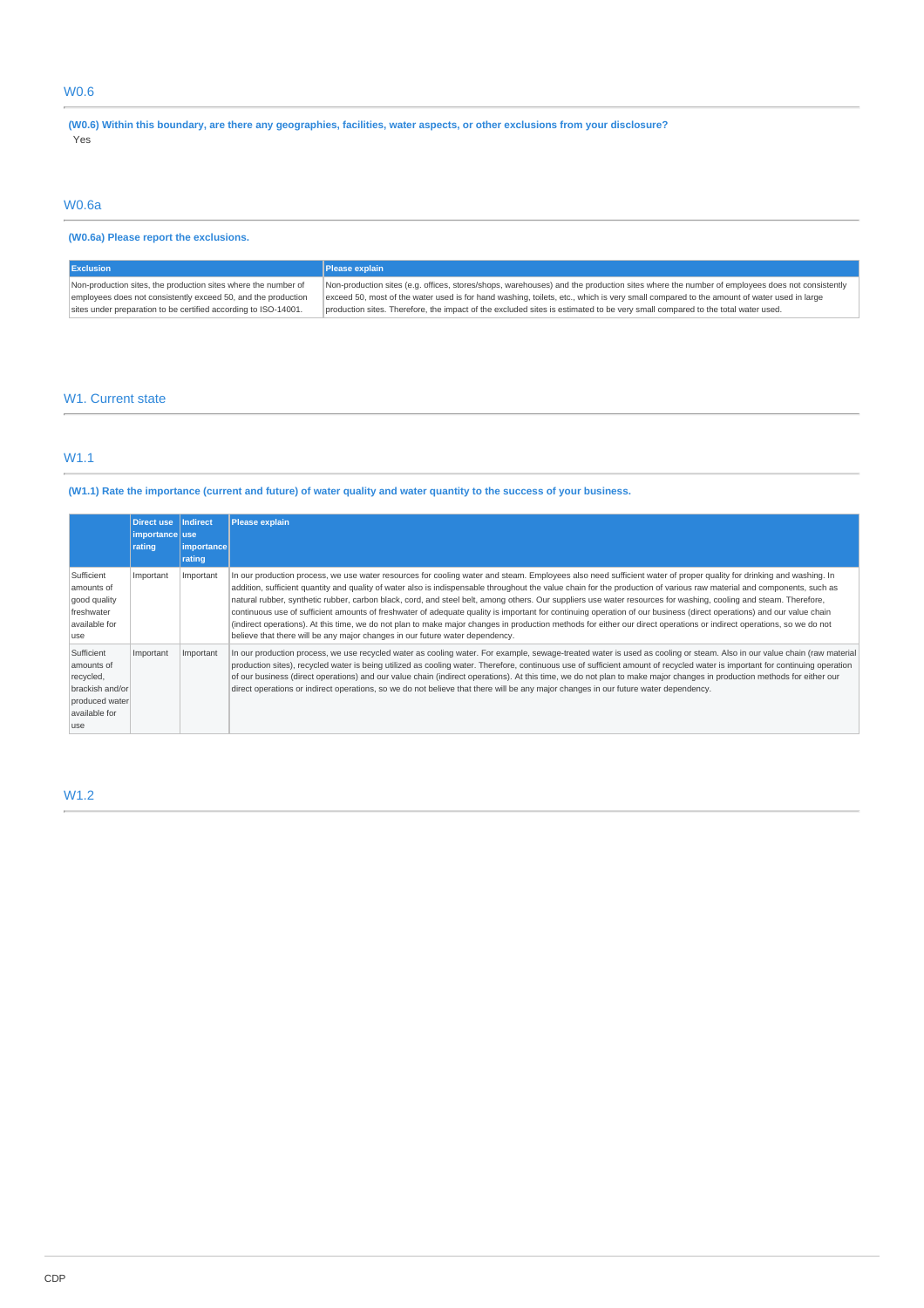## W0.6

**(W0.6) Within this boundary, are there any geographies, facilities, water aspects, or other exclusions from your disclosure?**

Yes

## W0.6a

**(W0.6a) Please report the exclusions.**

| Exclusion | Please explain |
| --- | --- |
| Non-production sites, the production sites where the number of employees does not consistently exceed 50, and the production sites under preparation to be certified according to ISO-14001. | Non-production sites (e.g. offices, stores/shops, warehouses) and the production sites where the number of employees does not consistently exceed 50, most of the water used is for hand washing, toilets, etc., which is very small compared to the amount of water used in large production sites. Therefore, the impact of the excluded sites is estimated to be very small compared to the total water used. |

# W1. Current state

## W1.1

**(W1.1) Rate the importance (current and future) of water quality and water quantity to the success of your business.**

| | Direct use importance rating | Indirect use importance rating | Please explain |
| --- | --- | --- | --- |
| Sufficient amounts of good quality freshwater available for use | Important | Important | In our production process, we use water resources for cooling water and steam. Employees also need sufficient water of proper quality for drinking and washing. In addition, sufficient quantity and quality of water also is indispensable throughout the value chain for the production of various raw material and components, such as natural rubber, synthetic rubber, carbon black, cord, and steel belt, among others. Our suppliers use water resources for washing, cooling and steam. Therefore, continuous use of sufficient amounts of freshwater of adequate quality is important for continuing operation of our business (direct operations) and our value chain (indirect operations). At this time, we do not plan to make major changes in production methods for either our direct operations or indirect operations, so we do not believe that there will be any major changes in our future water dependency. |
| Sufficient amounts of recycled, brackish and/or produced water available for use | Important | Important | In our production process, we use recycled water as cooling water. For example, sewage-treated water is used as cooling or steam. Also in our value chain (raw material production sites), recycled water is being utilized as cooling water. Therefore, continuous use of sufficient amount of recycled water is important for continuing operation of our business (direct operations) and our value chain (indirect operations). At this time, we do not plan to make major changes in production methods for either our direct operations or indirect operations, so we do not believe that there will be any major changes in our future water dependency. |

## W1.2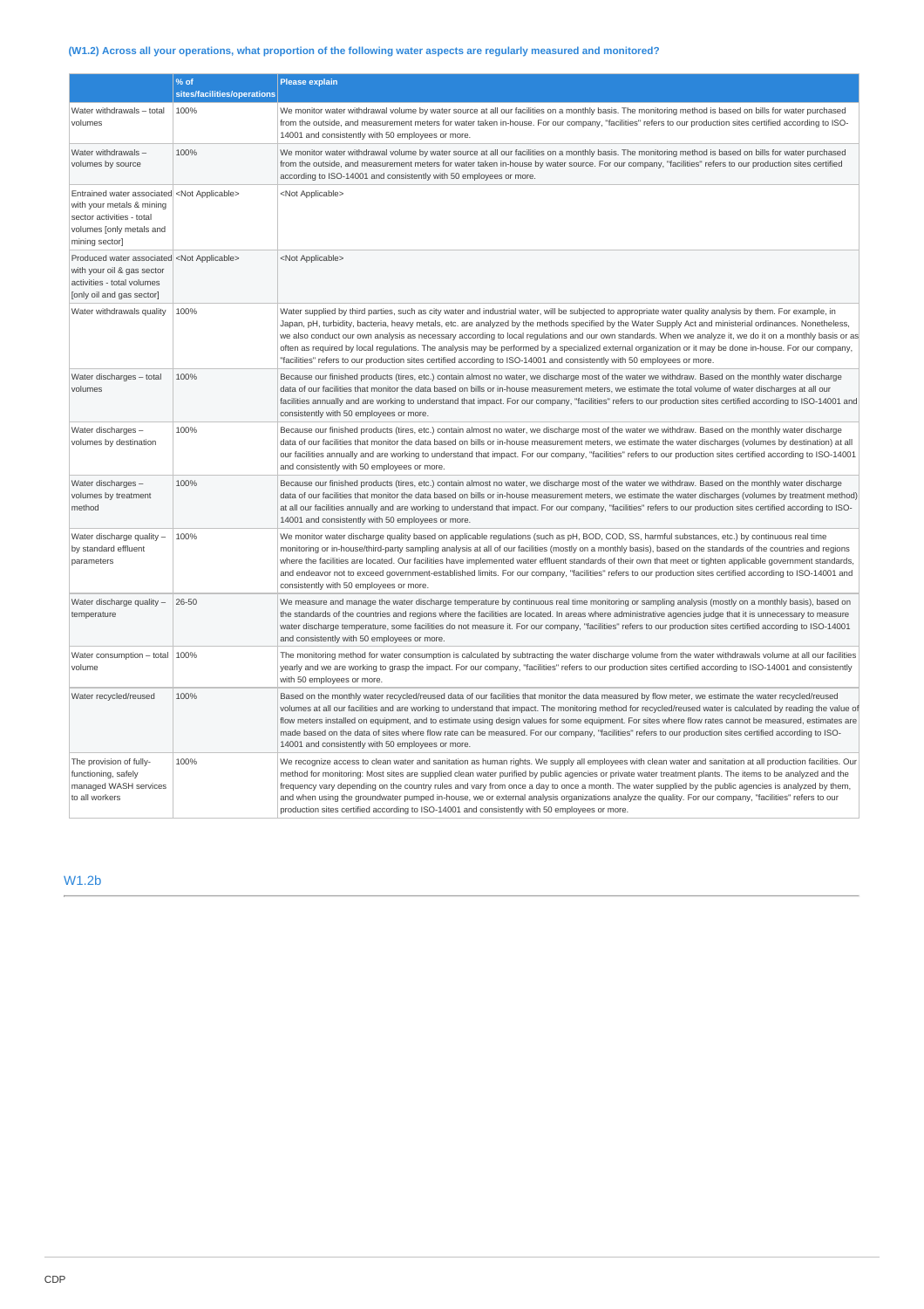### (W1.2) Across all your operations, what proportion of the following water aspects are regularly measured and monitored?

| | % of sites/facilities/operations | Please explain |
|---|---|---|
| Water withdrawals – total volumes | 100% | We monitor water withdrawal volume by water source at all our facilities on a monthly basis. The monitoring method is based on bills for water purchased from the outside, and measurement meters for water taken in-house. For our company, "facilities" refers to our production sites certified according to ISO-14001 and consistently with 50 employees or more. |
| Water withdrawals – volumes by source | 100% | We monitor water withdrawal volume by water source at all our facilities on a monthly basis. The monitoring method is based on bills for water purchased from the outside, and measurement meters for water taken in-house by water source. For our company, "facilities" refers to our production sites certified according to ISO-14001 and consistently with 50 employees or more. |
| Entrained water associated with your metals & mining sector activities - total volumes [only metals and mining sector] | <Not Applicable> | <Not Applicable> |
| Produced water associated with your oil & gas sector activities - total volumes [only oil and gas sector] | <Not Applicable> | <Not Applicable> |
| Water withdrawals quality | 100% | Water supplied by third parties, such as city water and industrial water, will be subjected to appropriate water quality analysis by them. For example, in Japan, pH, turbidity, bacteria, heavy metals, etc. are analyzed by the methods specified by the Water Supply Act and ministerial ordinances. Nonetheless, we also conduct our own analysis as necessary according to local regulations and our own standards. When we analyze it, we do it on a monthly basis or as often as required by local regulations. The analysis may be performed by a specialized external organization or it may be done in-house. For our company, "facilities" refers to our production sites certified according to ISO-14001 and consistently with 50 employees or more. |
| Water discharges – total volumes | 100% | Because our finished products (tires, etc.) contain almost no water, we discharge most of the water we withdraw. Based on the monthly water discharge data of our facilities that monitor the data based on bills or in-house measurement meters, we estimate the total volume of water discharges at all our facilities annually and are working to understand that impact. For our company, "facilities" refers to our production sites certified according to ISO-14001 and consistently with 50 employees or more. |
| Water discharges – volumes by destination | 100% | Because our finished products (tires, etc.) contain almost no water, we discharge most of the water we withdraw. Based on the monthly water discharge data of our facilities that monitor the data based on bills or in-house measurement meters, we estimate the water discharges (volumes by destination) at all our facilities annually and are working to understand that impact. For our company, "facilities" refers to our production sites certified according to ISO-14001 and consistently with 50 employees or more. |
| Water discharges – volumes by treatment method | 100% | Because our finished products (tires, etc.) contain almost no water, we discharge most of the water we withdraw. Based on the monthly water discharge data of our facilities that monitor the data based on bills or in-house measurement meters, we estimate the water discharges (volumes by treatment method) at all our facilities annually and are working to understand that impact. For our company, "facilities" refers to our production sites certified according to ISO-14001 and consistently with 50 employees or more. |
| Water discharge quality – by standard effluent parameters | 100% | We monitor water discharge quality based on applicable regulations (such as pH, BOD, COD, SS, harmful substances, etc.) by continuous real time monitoring or in-house/third-party sampling analysis at all of our facilities (mostly on a monthly basis), based on the standards of the countries and regions where the facilities are located. Our facilities have implemented water effluent standards of their own that meet or tighten applicable government standards, and endeavor not to exceed government-established limits. For our company, "facilities" refers to our production sites certified according to ISO-14001 and consistently with 50 employees or more. |
| Water discharge quality – temperature | 26-50 | We measure and manage the water discharge temperature by continuous real time monitoring or sampling analysis (mostly on a monthly basis), based on the standards of the countries and regions where the facilities are located. In areas where administrative agencies judge that it is unnecessary to measure water discharge temperature, some facilities do not measure it. For our company, "facilities" refers to our production sites certified according to ISO-14001 and consistently with 50 employees or more. |
| Water consumption – total volume | 100% | The monitoring method for water consumption is calculated by subtracting the water discharge volume from the water withdrawals volume at all our facilities yearly and we are working to grasp the impact. For our company, "facilities" refers to our production sites certified according to ISO-14001 and consistently with 50 employees or more. |
| Water recycled/reused | 100% | Based on the monthly water recycled/reused data of our facilities that monitor the data measured by flow meter, we estimate the water recycled/reused volumes at all our facilities and are working to understand that impact. The monitoring method for recycled/reused water is calculated by reading the value of flow meters installed on equipment, and to estimate using design values for some equipment. For sites where flow rates cannot be measured, estimates are made based on the data of sites where flow rate can be measured. For our company, "facilities" refers to our production sites certified according to ISO-14001 and consistently with 50 employees or more. |
| The provision of fully-functioning, safely managed WASH services to all workers | 100% | We recognize access to clean water and sanitation as human rights. We supply all employees with clean water and sanitation at all production facilities. Our method for monitoring: Most sites are supplied clean water purified by public agencies or private water treatment plants. The items to be analyzed and the frequency vary depending on the country rules and vary from once a day to once a month. The water supplied by the public agencies is analyzed by them, and when using the groundwater pumped in-house, we or external analysis organizations analyze the quality. For our company, "facilities" refers to our production sites certified according to ISO-14001 and consistently with 50 employees or more. |

## W1.2b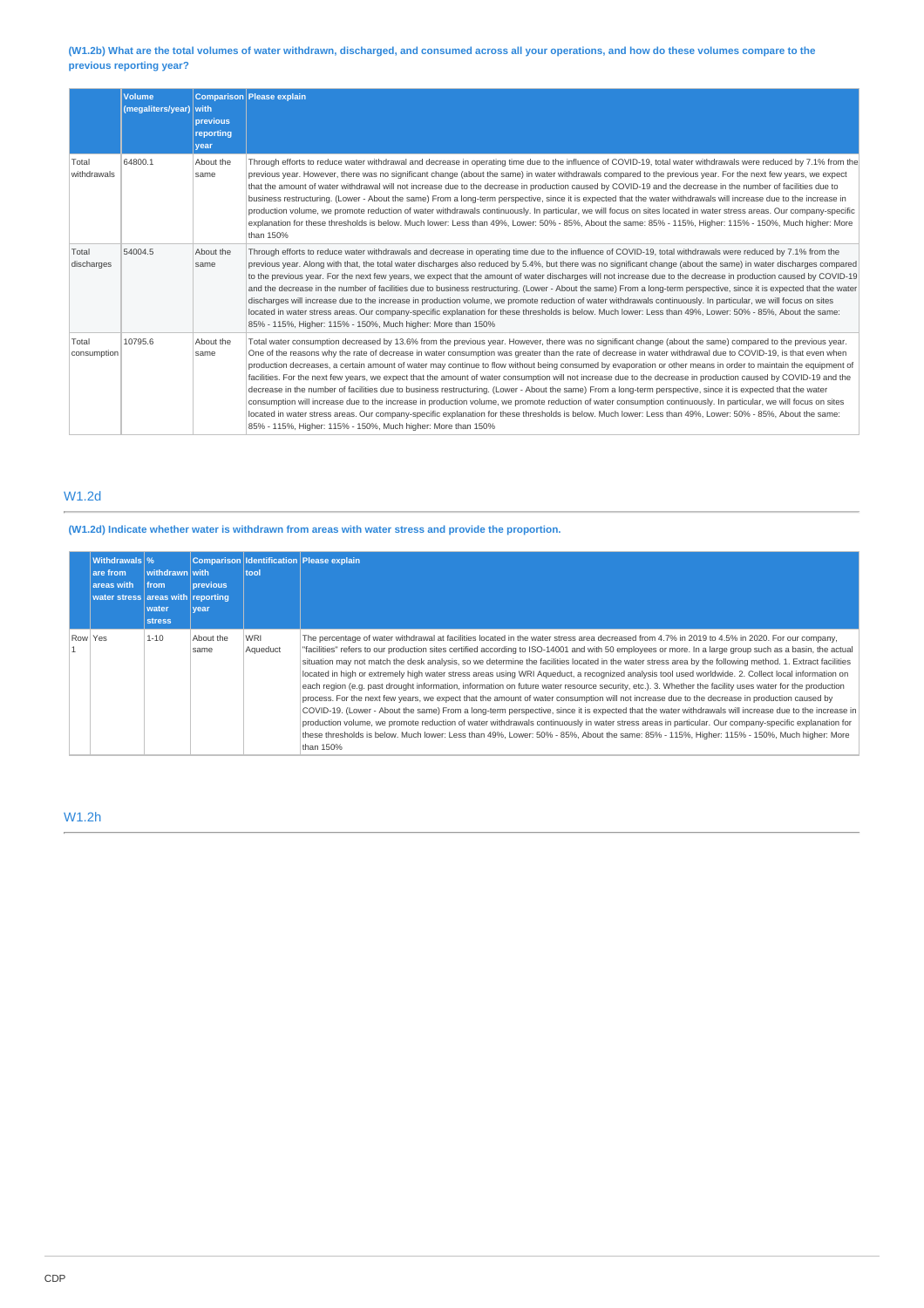**(W1.2b) What are the total volumes of water withdrawn, discharged, and consumed across all your operations, and how do these volumes compare to the previous reporting year?**

| | Volume (megaliters/year) | Comparison with previous reporting year | Please explain |
|---|---|---|---|
| Total withdrawals | 64800.1 | About the same | Through efforts to reduce water withdrawal and decrease in operating time due to the influence of COVID-19, total water withdrawals were reduced by 7.1% from the previous year. However, there was no significant change (about the same) in water withdrawals compared to the previous year. For the next few years, we expect that the amount of water withdrawal will not increase due to the decrease in production caused by COVID-19 and the decrease in the number of facilities due to business restructuring. (Lower - About the same) From a long-term perspective, since it is expected that the water withdrawals will increase due to the increase in production volume, we promote reduction of water withdrawals continuously. In particular, we will focus on sites located in water stress areas. Our company-specific explanation for these thresholds is below. Much lower: Less than 49%, Lower: 50% - 85%, About the same: 85% - 115%, Higher: 115% - 150%, Much higher: More than 150% |
| Total discharges | 54004.5 | About the same | Through efforts to reduce water withdrawals and decrease in operating time due to the influence of COVID-19, total withdrawals were reduced by 7.1% from the previous year. Along with that, the total water discharges also reduced by 5.4%, but there was no significant change (about the same) in water discharges compared to the previous year. For the next few years, we expect that the amount of water discharges will not increase due to the decrease in production caused by COVID-19 and the decrease in the number of facilities due to business restructuring. (Lower - About the same) From a long-term perspective, since it is expected that the water discharges will increase due to the increase in production volume, we promote reduction of water withdrawals continuously. In particular, we will focus on sites located in water stress areas. Our company-specific explanation for these thresholds is below. Much lower: Less than 49%, Lower: 50% - 85%, About the same: 85% - 115%, Higher: 115% - 150%, Much higher: More than 150% |
| Total consumption | 10795.6 | About the same | Total water consumption decreased by 13.6% from the previous year. However, there was no significant change (about the same) compared to the previous year. One of the reasons why the rate of decrease in water consumption was greater than the rate of decrease in water withdrawal due to COVID-19, is that even when production decreases, a certain amount of water may continue to flow without being consumed by evaporation or other means in order to maintain the equipment of facilities. For the next few years, we expect that the amount of water consumption will not increase due to the decrease in production caused by COVID-19 and the decrease in the number of facilities due to business restructuring. (Lower - About the same) From a long-term perspective, since it is expected that the water consumption will increase due to the increase in production volume, we promote reduction of water consumption continuously. In particular, we will focus on sites located in water stress areas. Our company-specific explanation for these thresholds is below. Much lower: Less than 49%, Lower: 50% - 85%, About the same: 85% - 115%, Higher: 115% - 150%, Much higher: More than 150% |

## W1.2d

**(W1.2d) Indicate whether water is withdrawn from areas with water stress and provide the proportion.**

| | Withdrawals are from areas with water stress | % withdrawn from areas with water stress | Comparison with previous reporting year | Identification tool | Please explain |
|---|---|---|---|---|---|
| Row 1 | Yes | 1-10 | About the same | WRI Aqueduct | The percentage of water withdrawal at facilities located in the water stress area decreased from 4.7% in 2019 to 4.5% in 2020. For our company, "facilities" refers to our production sites certified according to ISO-14001 and with 50 employees or more. In a large group such as a basin, the actual situation may not match the desk analysis, so we determine the facilities located in the water stress area by the following method. 1. Extract facilities located in high or extremely high water stress areas using WRI Aqueduct, a recognized analysis tool used worldwide. 2. Collect local information on each region (e.g. past drought information, information on future water resource security, etc.). 3. Whether the facility uses water for the production process. For the next few years, we expect that the amount of water consumption will not increase due to the decrease in production caused by COVID-19. (Lower - About the same) From a long-term perspective, since it is expected that the water withdrawals will increase due to the increase in production volume, we promote reduction of water withdrawals continuously in water stress areas in particular. Our company-specific explanation for these thresholds is below. Much lower: Less than 49%, Lower: 50% - 85%, About the same: 85% - 115%, Higher: 115% - 150%, Much higher: More than 150% |

## W1.2h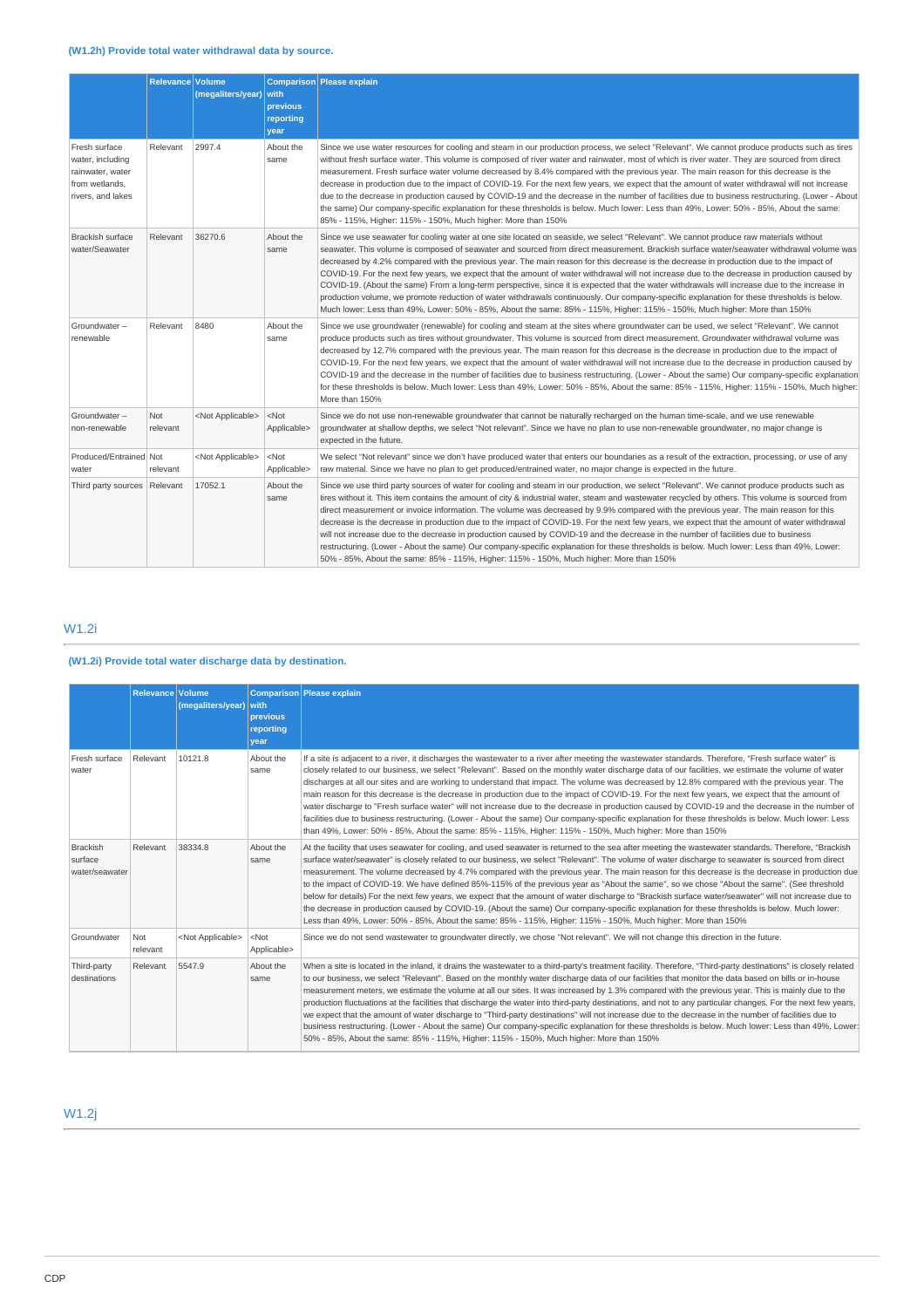### (W1.2h) Provide total water withdrawal data by source.

| | Relevance | Volume (megaliters/year) | Comparison with previous reporting year | Please explain |
|---|---|---|---|---|
| Fresh surface water, including rainwater, water from wetlands, rivers, and lakes | Relevant | 2997.4 | About the same | Since we use water resources for cooling and steam in our production process, we select "Relevant". We cannot produce products such as tires without fresh surface water. This volume is composed of river water and rainwater, most of which is river water. They are sourced from direct measurement. Fresh surface water volume decreased by 8.4% compared with the previous year. The main reason for this decrease is the decrease in production due to the impact of COVID-19. For the next few years, we expect that the amount of water withdrawal will not increase due to the decrease in production caused by COVID-19 and the decrease in the number of facilities due to business restructuring. (Lower - About the same) Our company-specific explanation for these thresholds is below. Much lower: Less than 49%, Lower: 50% - 85%, About the same: 85% - 115%, Higher: 115% - 150%, Much higher: More than 150% |
| Brackish surface water/Seawater | Relevant | 36270.6 | About the same | Since we use seawater for cooling water at one site located on seaside, we select "Relevant". We cannot produce raw materials without seawater. This volume is composed of seawater and sourced from direct measurement. Brackish surface water/seawater withdrawal volume was decreased by 4.2% compared with the previous year. The main reason for this decrease is the decrease in production due to the impact of COVID-19. For the next few years, we expect that the amount of water withdrawal will not increase due to the decrease in production caused by COVID-19. (About the same) From a long-term perspective, since it is expected that the water withdrawals will increase due to the increase in production volume, we promote reduction of water withdrawals continuously. Our company-specific explanation for these thresholds is below. Much lower: Less than 49%, Lower: 50% - 85%, About the same: 85% - 115%, Higher: 115% - 150%, Much higher: More than 150% |
| Groundwater – renewable | Relevant | 8480 | About the same | Since we use groundwater (renewable) for cooling and steam at the sites where groundwater can be used, we select "Relevant". We cannot produce products such as tires without groundwater. This volume is sourced from direct measurement. Groundwater withdrawal volume was decreased by 12.7% compared with the previous year. The main reason for this decrease is the decrease in production due to the impact of COVID-19. For the next few years, we expect that the amount of water withdrawal will not increase due to the decrease in production caused by COVID-19 and the decrease in the number of facilities due to business restructuring. (Lower - About the same) Our company-specific explanation for these thresholds is below. Much lower: Less than 49%, Lower: 50% - 85%, About the same: 85% - 115%, Higher: 115% - 150%, Much higher: More than 150% |
| Groundwater – non-renewable | Not relevant | <Not Applicable> | <Not Applicable> | Since we do not use non-renewable groundwater that cannot be naturally recharged on the human time-scale, and we use renewable groundwater at shallow depths, we select "Not relevant". Since we have no plan to use non-renewable groundwater, no major change is expected in the future. |
| Produced/Entrained water | Not relevant | <Not Applicable> | <Not Applicable> | We select "Not relevant" since we don't have produced water that enters our boundaries as a result of the extraction, processing, or use of any raw material. Since we have no plan to get produced/entrained water, no major change is expected in the future. |
| Third party sources | Relevant | 17052.1 | About the same | Since we use third party sources of water for cooling and steam in our production, we select "Relevant". We cannot produce products such as tires without it. This item contains the amount of city & industrial water, steam and wastewater recycled by others. This volume is sourced from direct measurement or invoice information. The volume was decreased by 9.9% compared with the previous year. The main reason for this decrease is the decrease in production due to the impact of COVID-19. For the next few years, we expect that the amount of water withdrawal will not increase due to the decrease in production caused by COVID-19 and the decrease in the number of facilities due to business restructuring. (Lower - About the same) Our company-specific explanation for these thresholds is below. Much lower: Less than 49%, Lower: 50% - 85%, About the same: 85% - 115%, Higher: 115% - 150%, Much higher: More than 150% |

## W1.2i

### (W1.2i) Provide total water discharge data by destination.

| | Relevance | Volume (megaliters/year) | Comparison with previous reporting year | Please explain |
|---|---|---|---|---|
| Fresh surface water | Relevant | 10121.8 | About the same | If a site is adjacent to a river, it discharges the wastewater to a river after meeting the wastewater standards. Therefore, "Fresh surface water" is closely related to our business, we select "Relevant". Based on the monthly water discharge data of our facilities, we estimate the volume of water discharges at all our sites and are working to understand that impact. The volume was decreased by 12.8% compared with the previous year. The main reason for this decrease is the decrease in production due to the impact of COVID-19. For the next few years, we expect that the amount of water discharge to "Fresh surface water" will not increase due to the decrease in production caused by COVID-19 and the decrease in the number of facilities due to business restructuring. (Lower - About the same) Our company-specific explanation for these thresholds is below. Much lower: Less than 49%, Lower: 50% - 85%, About the same: 85% - 115%, Higher: 115% - 150%, Much higher: More than 150% |
| Brackish surface water/seawater | Relevant | 38334.8 | About the same | At the facility that uses seawater for cooling, and used seawater is returned to the sea after meeting the wastewater standards. Therefore, "Brackish surface water/seawater" is closely related to our business, we select "Relevant". The volume of water discharge to seawater is sourced from direct measurement. The volume decreased by 4.7% compared with the previous year. The main reason for this decrease is the decrease in production due to the impact of COVID-19. We have defined 85%-115% of the previous year as "About the same", so we chose "About the same". (See threshold below for details) For the next few years, we expect that the amount of water discharge to "Brackish surface water/seawater" will not increase due to the decrease in production caused by COVID-19. (About the same) Our company-specific explanation for these thresholds is below. Much lower: Less than 49%, Lower: 50% - 85%, About the same: 85% - 115%, Higher: 115% - 150%, Much higher: More than 150% |
| Groundwater | Not relevant | <Not Applicable> | <Not Applicable> | Since we do not send wastewater to groundwater directly, we chose "Not relevant". We will not change this direction in the future. |
| Third-party destinations | Relevant | 5547.9 | About the same | When a site is located in the inland, it drains the wastewater to a third-party's treatment facility. Therefore, "Third-party destinations" is closely related to our business, we select "Relevant". Based on the monthly water discharge data of our facilities that monitor the data based on bills or in-house measurement meters, we estimate the volume at all our sites. It was increased by 1.3% compared with the previous year. This is mainly due to the production fluctuations at the facilities that discharge the water into third-party destinations, and not to any particular changes. For the next few years, we expect that the amount of water discharge to "Third-party destinations" will not increase due to the decrease in the number of facilities due to business restructuring. (Lower - About the same) Our company-specific explanation for these thresholds is below. Much lower: Less than 49%, Lower: 50% - 85%, About the same: 85% - 115%, Higher: 115% - 150%, Much higher: More than 150% |

## W1.2j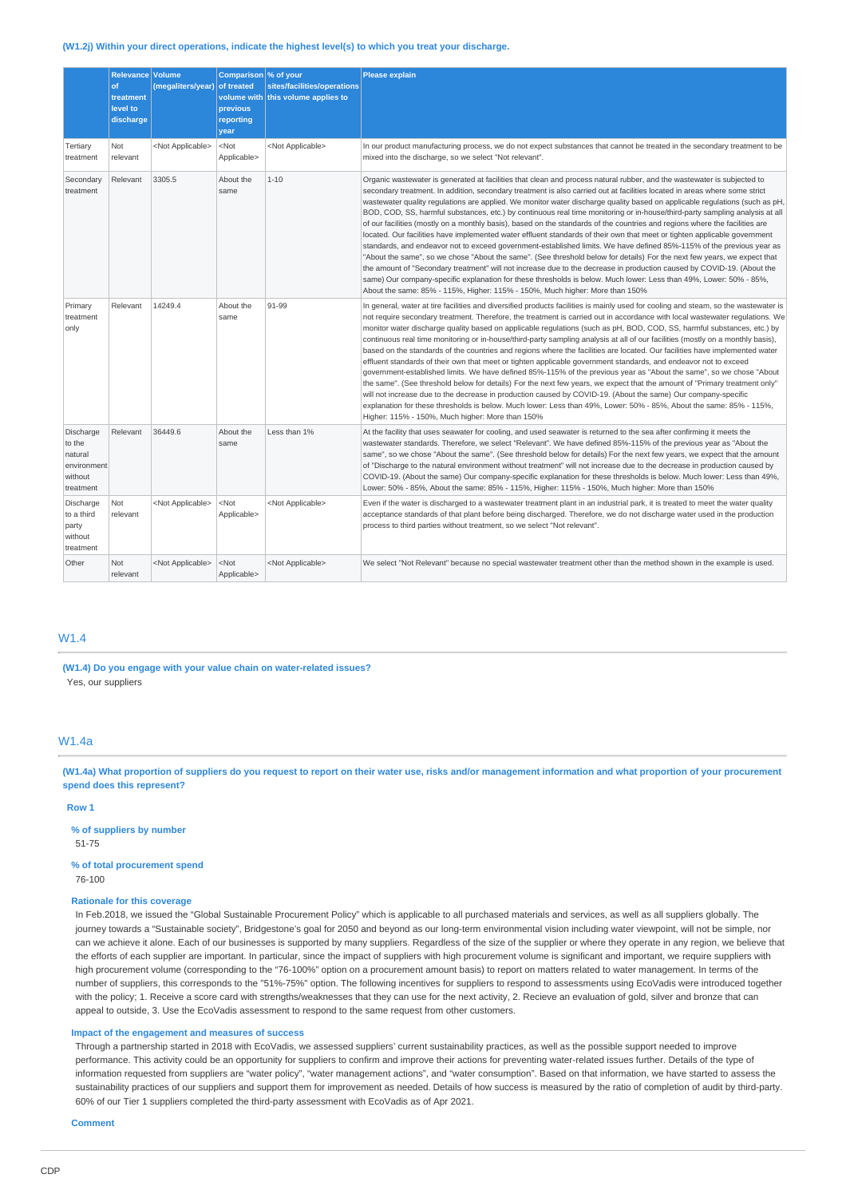**(W1.2j) Within your direct operations, indicate the highest level(s) to which you treat your discharge.**

| | Relevance of treatment level to discharge | Volume (megaliters/year) | Comparison of treated volume with previous reporting year | % of your sites/facilities/operations this volume applies to | Please explain |
|---|---|---|---|---|---|
| Tertiary treatment | Not relevant | <Not Applicable> | <Not Applicable> | <Not Applicable> | In our product manufacturing process, we do not expect substances that cannot be treated in the secondary treatment to be mixed into the discharge, so we select "Not relevant". |
| Secondary treatment | Relevant | 3305.5 | About the same | 1-10 | Organic wastewater is generated at facilities that clean and process natural rubber, and the wastewater is subjected to secondary treatment. In addition, secondary treatment is also carried out at facilities located in areas where some strict wastewater quality regulations are applied. We monitor water discharge quality based on applicable regulations (such as pH, BOD, COD, SS, harmful substances, etc.) by continuous real time monitoring or in-house/third-party sampling analysis at all of our facilities (mostly on a monthly basis), based on the standards of the countries and regions where the facilities are located. Our facilities have implemented water effluent standards of their own that meet or tighten applicable government standards, and endeavor not to exceed government-established limits. We have defined 85%-115% of the previous year as "About the same", so we chose "About the same". (See threshold below for details) For the next few years, we expect that the amount of "Secondary treatment" will not increase due to the decrease in production caused by COVID-19. (About the same) Our company-specific explanation for these thresholds is below. Much lower: Less than 49%, Lower: 50% - 85%, About the same: 85% - 115%, Higher: 115% - 150%, Much higher: More than 150% |
| Primary treatment only | Relevant | 14249.4 | About the same | 91-99 | In general, water at tire facilities and diversified products facilities is mainly used for cooling and steam, so the wastewater is not require secondary treatment. Therefore, the treatment is carried out in accordance with local wastewater regulations. We monitor water discharge quality based on applicable regulations (such as pH, BOD, COD, SS, harmful substances, etc.) by continuous real time monitoring or in-house/third-party sampling analysis at all of our facilities (mostly on a monthly basis), based on the standards of the countries and regions where the facilities are located. Our facilities have implemented water effluent standards of their own that meet or tighten applicable government standards, and endeavor not to exceed government-established limits. We have defined 85%-115% of the previous year as "About the same", so we chose "About the same". (See threshold below for details) For the next few years, we expect that the amount of "Primary treatment only" will not increase due to the decrease in production caused by COVID-19. (About the same) Our company-specific explanation for these thresholds is below. Much lower: Less than 49%, Lower: 50% - 85%, About the same: 85% - 115%, Higher: 115% - 150%, Much higher: More than 150% |
| Discharge to the natural environment without treatment | Relevant | 36449.6 | About the same | Less than 1% | At the facility that uses seawater for cooling, and used seawater is returned to the sea after confirming it meets the wastewater standards. Therefore, we select "Relevant". We have defined 85%-115% of the previous year as "About the same", so we chose "About the same". (See threshold below for details) For the next few years, we expect that the amount of "Discharge to the natural environment without treatment" will not increase due to the decrease in production caused by COVID-19. (About the same) Our company-specific explanation for these thresholds is below. Much lower: Less than 49%, Lower: 50% - 85%, About the same: 85% - 115%, Higher: 115% - 150%, Much higher: More than 150% |
| Discharge to a third party without treatment | Not relevant | <Not Applicable> | <Not Applicable> | <Not Applicable> | Even if the water is discharged to a wastewater treatment plant in an industrial park, it is treated to meet the water quality acceptance standards of that plant before being discharged. Therefore, we do not discharge water used in the production process to third parties without treatment, so we select "Not relevant". |
| Other | Not relevant | <Not Applicable> | <Not Applicable> | <Not Applicable> | We select "Not Relevant" because no special wastewater treatment other than the method shown in the example is used. |

## W1.4

**(W1.4) Do you engage with your value chain on water-related issues?**

Yes, our suppliers

## W1.4a

**(W1.4a) What proportion of suppliers do you request to report on their water use, risks and/or management information and what proportion of your procurement spend does this represent?**

**Row 1**

**% of suppliers by number**

51-75

**% of total procurement spend**

76-100

**Rationale for this coverage**

In Feb.2018, we issued the "Global Sustainable Procurement Policy" which is applicable to all purchased materials and services, as well as all suppliers globally. The journey towards a "Sustainable society", Bridgestone's goal for 2050 and beyond as our long-term environmental vision including water viewpoint, will not be simple, nor can we achieve it alone. Each of our businesses is supported by many suppliers. Regardless of the size of the supplier or where they operate in any region, we believe that the efforts of each supplier are important. In particular, since the impact of suppliers with high procurement volume is significant and important, we require suppliers with high procurement volume (corresponding to the "76-100%" option on a procurement amount basis) to report on matters related to water management. In terms of the number of suppliers, this corresponds to the "51%-75%" option. The following incentives for suppliers to respond to assessments using EcoVadis were introduced together with the policy; 1. Receive a score card with strengths/weaknesses that they can use for the next activity, 2. Recieve an evaluation of gold, silver and bronze that can appeal to outside, 3. Use the EcoVadis assessment to respond to the same request from other customers.

**Impact of the engagement and measures of success**

Through a partnership started in 2018 with EcoVadis, we assessed suppliers' current sustainability practices, as well as the possible support needed to improve performance. This activity could be an opportunity for suppliers to confirm and improve their actions for preventing water-related issues further. Details of the type of information requested from suppliers are "water policy", "water management actions", and "water consumption". Based on that information, we have started to assess the sustainability practices of our suppliers and support them for improvement as needed. Details of how success is measured by the ratio of completion of audit by third-party. 60% of our Tier 1 suppliers completed the third-party assessment with EcoVadis as of Apr 2021.

**Comment**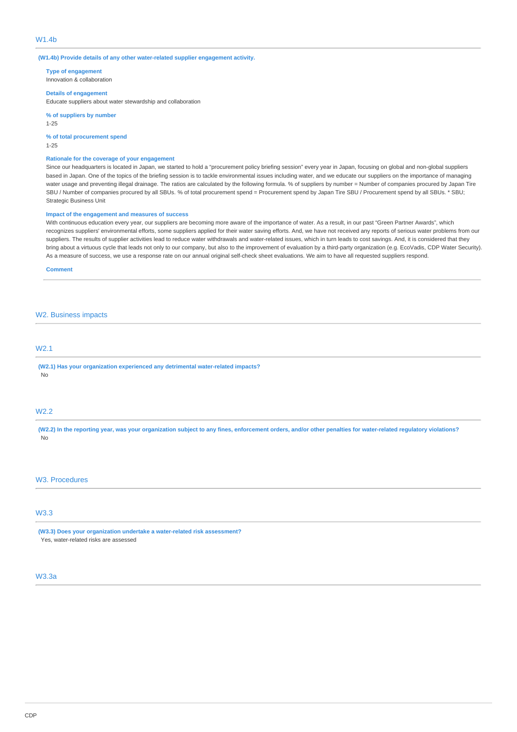## W1.4b

**(W1.4b) Provide details of any other water-related supplier engagement activity.**

**Type of engagement**
Innovation & collaboration

**Details of engagement**
Educate suppliers about water stewardship and collaboration

**% of suppliers by number**
1-25

**% of total procurement spend**
1-25

**Rationale for the coverage of your engagement**
Since our headquarters is located in Japan, we started to hold a "procurement policy briefing session" every year in Japan, focusing on global and non-global suppliers based in Japan. One of the topics of the briefing session is to tackle environmental issues including water, and we educate our suppliers on the importance of managing water usage and preventing illegal drainage. The ratios are calculated by the following formula. % of suppliers by number = Number of companies procured by Japan Tire SBU / Number of companies procured by all SBUs. % of total procurement spend = Procurement spend by Japan Tire SBU / Procurement spend by all SBUs. * SBU; Strategic Business Unit

**Impact of the engagement and measures of success**
With continuous education every year, our suppliers are becoming more aware of the importance of water. As a result, in our past "Green Partner Awards", which recognizes suppliers' environmental efforts, some suppliers applied for their water saving efforts. And, we have not received any reports of serious water problems from our suppliers. The results of supplier activities lead to reduce water withdrawals and water-related issues, which in turn leads to cost savings. And, it is considered that they bring about a virtuous cycle that leads not only to our company, but also to the improvement of evaluation by a third-party organization (e.g. EcoVadis, CDP Water Security). As a measure of success, we use a response rate on our annual original self-check sheet evaluations. We aim to have all requested suppliers respond.

**Comment**

# W2. Business impacts

## W2.1

**(W2.1) Has your organization experienced any detrimental water-related impacts?**
No

## W2.2

**(W2.2) In the reporting year, was your organization subject to any fines, enforcement orders, and/or other penalties for water-related regulatory violations?**
No

# W3. Procedures

## W3.3

**(W3.3) Does your organization undertake a water-related risk assessment?**
Yes, water-related risks are assessed

## W3.3a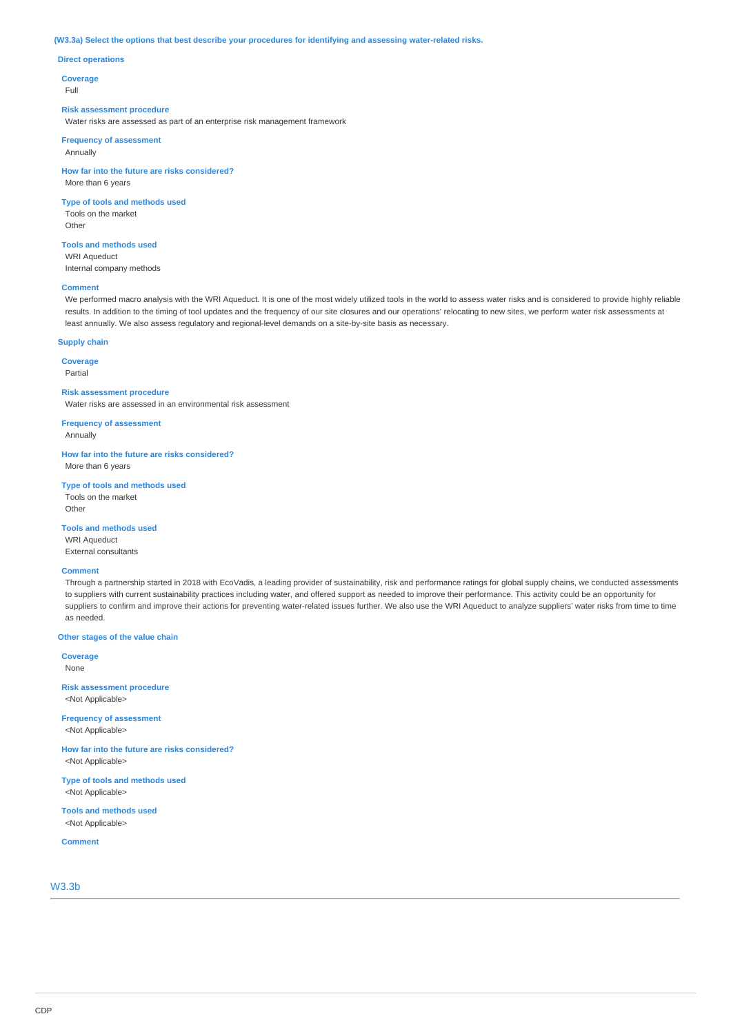**(W3.3a) Select the options that best describe your procedures for identifying and assessing water-related risks.**

**Direct operations**

**Coverage**
Full

**Risk assessment procedure**
Water risks are assessed as part of an enterprise risk management framework

**Frequency of assessment**
Annually

**How far into the future are risks considered?**
More than 6 years

**Type of tools and methods used**
Tools on the market
Other

**Tools and methods used**
WRI Aqueduct
Internal company methods

**Comment**
We performed macro analysis with the WRI Aqueduct. It is one of the most widely utilized tools in the world to assess water risks and is considered to provide highly reliable results. In addition to the timing of tool updates and the frequency of our site closures and our operations' relocating to new sites, we perform water risk assessments at least annually. We also assess regulatory and regional-level demands on a site-by-site basis as necessary.

**Supply chain**

**Coverage**
Partial

**Risk assessment procedure**
Water risks are assessed in an environmental risk assessment

**Frequency of assessment**
Annually

**How far into the future are risks considered?**
More than 6 years

**Type of tools and methods used**
Tools on the market
Other

**Tools and methods used**
WRI Aqueduct
External consultants

**Comment**
Through a partnership started in 2018 with EcoVadis, a leading provider of sustainability, risk and performance ratings for global supply chains, we conducted assessments to suppliers with current sustainability practices including water, and offered support as needed to improve their performance. This activity could be an opportunity for suppliers to confirm and improve their actions for preventing water-related issues further. We also use the WRI Aqueduct to analyze suppliers' water risks from time to time as needed.

**Other stages of the value chain**

**Coverage**
None

**Risk assessment procedure**
<Not Applicable>

**Frequency of assessment**
<Not Applicable>

**How far into the future are risks considered?**
<Not Applicable>

**Type of tools and methods used**
<Not Applicable>

**Tools and methods used**
<Not Applicable>

**Comment**

## W3.3b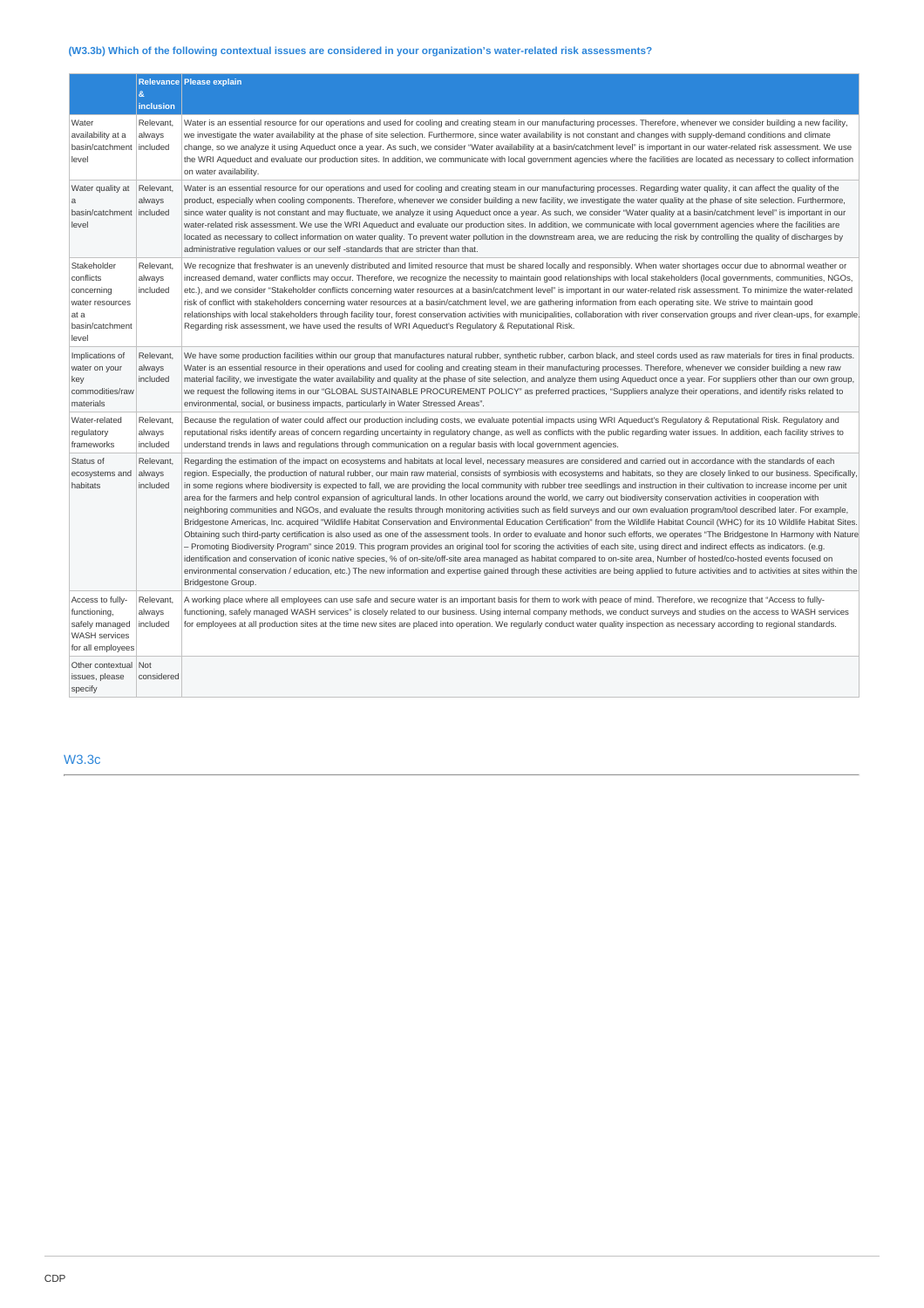### (W3.3b) Which of the following contextual issues are considered in your organization's water-related risk assessments?

| | Relevance & inclusion | Please explain |
|---|---|---|
| Water availability at a basin/catchment level | Relevant, always included | Water is an essential resource for our operations and used for cooling and creating steam in our manufacturing processes. Therefore, whenever we consider building a new facility, we investigate the water availability at the phase of site selection. Furthermore, since water availability is not constant and changes with supply-demand conditions and climate change, so we analyze it using Aqueduct once a year. As such, we consider "Water availability at a basin/catchment level" is important in our water-related risk assessment. We use the WRI Aqueduct and evaluate our production sites. In addition, we communicate with local government agencies where the facilities are located as necessary to collect information on water availability. |
| Water quality at a basin/catchment level | Relevant, always included | Water is an essential resource for our operations and used for cooling and creating steam in our manufacturing processes. Regarding water quality, it can affect the quality of the product, especially when cooling components. Therefore, whenever we consider building a new facility, we investigate the water quality at the phase of site selection. Furthermore, since water quality is not constant and may fluctuate, we analyze it using Aqueduct once a year. As such, we consider "Water quality at a basin/catchment level" is important in our water-related risk assessment. We use the WRI Aqueduct and evaluate our production sites. In addition, we communicate with local government agencies where the facilities are located as necessary to collect information on water quality. To prevent water pollution in the downstream area, we are reducing the risk by controlling the quality of discharges by administrative regulation values or our self -standards that are stricter than that. |
| Stakeholder conflicts concerning water resources at a basin/catchment level | Relevant, always included | We recognize that freshwater is an unevenly distributed and limited resource that must be shared locally and responsibly. When water shortages occur due to abnormal weather or increased demand, water conflicts may occur. Therefore, we recognize the necessity to maintain good relationships with local stakeholders (local governments, communities, NGOs, etc.), and we consider "Stakeholder conflicts concerning water resources at a basin/catchment level" is important in our water-related risk assessment. To minimize the water-related risk of conflict with stakeholders concerning water resources at a basin/catchment level, we are gathering information from each operating site. We strive to maintain good relationships with local stakeholders through facility tour, forest conservation activities with municipalities, collaboration with river conservation groups and river clean-ups, for example. Regarding risk assessment, we have used the results of WRI Aqueduct's Regulatory & Reputational Risk. |
| Implications of water on your key commodities/raw materials | Relevant, always included | We have some production facilities within our group that manufactures natural rubber, synthetic rubber, carbon black, and steel cords used as raw materials for tires in final products. Water is an essential resource in their operations and used for cooling and creating steam in their manufacturing processes. Therefore, whenever we consider building a new raw material facility, we investigate the water availability and quality at the phase of site selection, and analyze them using Aqueduct once a year. For suppliers other than our own group, we request the following items in our "GLOBAL SUSTAINABLE PROCUREMENT POLICY" as preferred practices, "Suppliers analyze their operations, and identify risks related to environmental, social, or business impacts, particularly in Water Stressed Areas". |
| Water-related regulatory frameworks | Relevant, always included | Because the regulation of water could affect our production including costs, we evaluate potential impacts using WRI Aqueduct's Regulatory & Reputational Risk. Regulatory and reputational risks identify areas of concern regarding uncertainty in regulatory change, as well as conflicts with the public regarding water issues. In addition, each facility strives to understand trends in laws and regulations through communication on a regular basis with local government agencies. |
| Status of ecosystems and habitats | Relevant, always included | Regarding the estimation of the impact on ecosystems and habitats at local level, necessary measures are considered and carried out in accordance with the standards of each region. Especially, the production of natural rubber, our main raw material, consists of symbiosis with ecosystems and habitats, so they are closely linked to our business. Specifically, in some regions where biodiversity is expected to fall, we are providing the local community with rubber tree seedlings and instruction in their cultivation to increase income per unit area for the farmers and help control expansion of agricultural lands. In other locations around the world, we carry out biodiversity conservation activities in cooperation with neighboring communities and NGOs, and evaluate the results through monitoring activities such as field surveys and our own evaluation program/tool described later. For example, Bridgestone Americas, Inc. acquired "Wildlife Habitat Conservation and Environmental Education Certification" from the Wildlife Habitat Council (WHC) for its 10 Wildlife Habitat Sites. Obtaining such third-party certification is also used as one of the assessment tools. In order to evaluate and honor such efforts, we operates "The Bridgestone In Harmony with Nature – Promoting Biodiversity Program" since 2019. This program provides an original tool for scoring the activities of each site, using direct and indirect effects as indicators. (e.g. identification and conservation of iconic native species, % of on-site/off-site area managed as habitat compared to on-site area, Number of hosted/co-hosted events focused on environmental conservation / education, etc.) The new information and expertise gained through these activities are being applied to future activities and to activities at sites within the Bridgestone Group. |
| Access to fully-functioning, safely managed WASH services for all employees | Relevant, always included | A working place where all employees can use safe and secure water is an important basis for them to work with peace of mind. Therefore, we recognize that "Access to fully-functioning, safely managed WASH services" is closely related to our business. Using internal company methods, we conduct surveys and studies on the access to WASH services for employees at all production sites at the time new sites are placed into operation. We regularly conduct water quality inspection as necessary according to regional standards. |
| Other contextual issues, please specify | Not considered | |

## W3.3c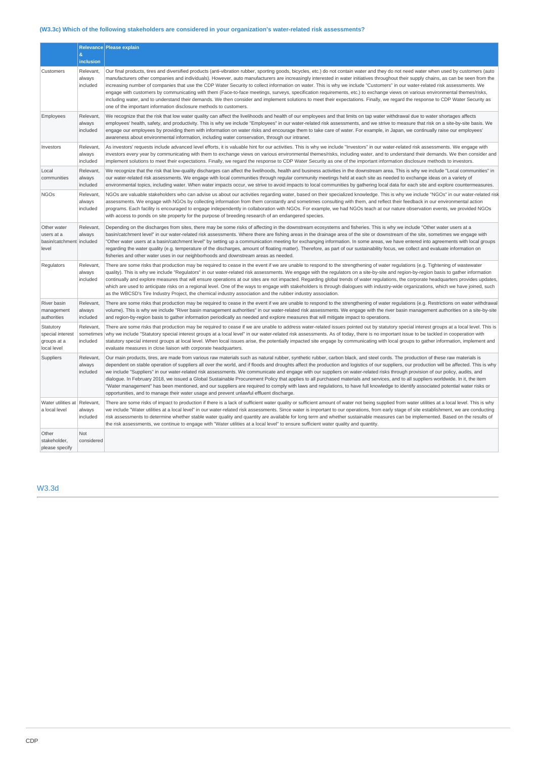### (W3.3c) Which of the following stakeholders are considered in your organization's water-related risk assessments?

| | Relevance & inclusion | Please explain |
|---|---|---|
| Customers | Relevant, always included | Our final products, tires and diversified products (anti-vibration rubber, sporting goods, bicycles, etc.) do not contain water and they do not need water when used by customers (auto manufacturers other companies and individuals). However, auto manufacturers are increasingly interested in water initiatives throughout their supply chains, as can be seen from the increasing number of companies that use the CDP Water Security to collect information on water. This is why we include "Customers" in our water-related risk assessments. We engage with customers by communicating with them (Face-to-face meetings, surveys, specification requirements, etc.) to exchange views on various environmental themes/risks, including water, and to understand their demands. We then consider and implement solutions to meet their expectations. Finally, we regard the response to CDP Water Security as one of the important information disclosure methods to customers. |
| Employees | Relevant, always included | We recognize that the risk that low water quality can affect the livelihoods and health of our employees and that limits on tap water withdrawal due to water shortages affects employees' health, safety, and productivity. This is why we include "Employees" in our water-related risk assessments, and we strive to measure that risk on a site-by-site basis. We engage our employees by providing them with information on water risks and encourage them to take care of water. For example, in Japan, we continually raise our employees' awareness about environmental information, including water conservation, through our intranet. |
| Investors | Relevant, always included | As investors' requests include advanced level efforts, it is valuable hint for our activities. This is why we include "Investors" in our water-related risk assessments. We engage with investors every year by communicating with them to exchange views on various environmental themes/risks, including water, and to understand their demands. We then consider and implement solutions to meet their expectations. Finally, we regard the response to CDP Water Security as one of the important information disclosure methods to investors. |
| Local communities | Relevant, always included | We recognize that the risk that low-quality discharges can affect the livelihoods, health and business activities in the downstream area. This is why we include "Local communities" in our water-related risk assessments. We engage with local communities through regular community meetings held at each site as needed to exchange ideas on a variety of environmental topics, including water. When water impacts occur, we strive to avoid impacts to local communities by gathering local data for each site and explore countermeasures. |
| NGOs | Relevant, always included | NGOs are valuable stakeholders who can advise us about our activities regarding water, based on their specialized knowledge. This is why we include "NGOs" in our water-related risk assessments. We engage with NGOs by collecting information from them constantly and sometimes consulting with them, and reflect their feedback in our environmental action programs. Each facility is encouraged to engage independently in collaboration with NGOs. For example, we had NGOs teach at our nature observation events, we provided NGOs with access to ponds on site property for the purpose of breeding research of an endangered species. |
| Other water users at a basin/catchment level | Relevant, always included | Depending on the discharges from sites, there may be some risks of affecting in the downstream ecosystems and fisheries. This is why we include "Other water users at a basin/catchment level" in our water-related risk assessments. Where there are fishing areas in the drainage area of the site or downstream of the site, sometimes we engage with "Other water users at a basin/catchment level" by setting up a communication meeting for exchanging information. In some areas, we have entered into agreements with local groups regarding the water quality (e.g. temperature of the discharges, amount of floating matter). Therefore, as part of our sustainability focus, we collect and evaluate information on fisheries and other water uses in our neighborhoods and downstream areas as needed. |
| Regulators | Relevant, always included | There are some risks that production may be required to cease in the event if we are unable to respond to the strengthening of water regulations (e.g. Tightening of wastewater quality). This is why we include "Regulators" in our water-related risk assessments. We engage with the regulators on a site-by-site and region-by-region basis to gather information continually and explore measures that will ensure operations at our sites are not impacted. Regarding global trends of water regulations, the corporate headquarters provides updates, which are used to anticipate risks on a regional level. One of the ways to engage with stakeholders is through dialogues with industry-wide organizations, which we have joined, such as the WBCSD's Tire Industry Project, the chemical industry association and the rubber industry association. |
| River basin management authorities | Relevant, always included | There are some risks that production may be required to cease in the event if we are unable to respond to the strengthening of water regulations (e.g. Restrictions on water withdrawal volume). This is why we include "River basin management authorities" in our water-related risk assessments. We engage with the river basin management authorities on a site-by-site and region-by-region basis to gather information periodically as needed and explore measures that will mitigate impact to operations. |
| Statutory special interest groups at a local level | Relevant, sometimes included | There are some risks that production may be required to cease if we are unable to address water-related issues pointed out by statutory special interest groups at a local level. This is why we include "Statutory special interest groups at a local level" in our water-related risk assessments. As of today, there is no important issue to be tackled in cooperation with statutory special interest groups at local level. When local issues arise, the potentially impacted site engage by communicating with local groups to gather information, implement and evaluate measures in close liaison with corporate headquarters. |
| Suppliers | Relevant, always included | Our main products, tires, are made from various raw materials such as natural rubber, synthetic rubber, carbon black, and steel cords. The production of these raw materials is dependent on stable operation of suppliers all over the world, and if floods and droughts affect the production and logistics of our suppliers, our production will be affected. This is why we include "Suppliers" in our water-related risk assessments. We communicate and engage with our suppliers on water-related risks through provision of our policy, audits, and dialogue. In February 2018, we issued a Global Sustainable Procurement Policy that applies to all purchased materials and services, and to all suppliers worldwide. In it, the item "Water management" has been mentioned, and our suppliers are required to comply with laws and regulations, to have full knowledge to identify associated potential water risks or opportunities, and to manage their water usage and prevent unlawful effluent discharge. |
| Water utilities at a local level | Relevant, always included | There are some risks of impact to production if there is a lack of sufficient water quality or sufficient amount of water not being supplied from water utilities at a local level. This is why we include "Water utilities at a local level" in our water-related risk assessments. Since water is important to our operations, from early stage of site establishment, we are conducting risk assessments to determine whether stable water quality and quantity are available for long term and whether sustainable measures can be implemented. Based on the results of the risk assessments, we continue to engage with "Water utilities at a local level" to ensure sufficient water quality and quantity. |
| Other stakeholder, please specify | Not considered | |

## W3.3d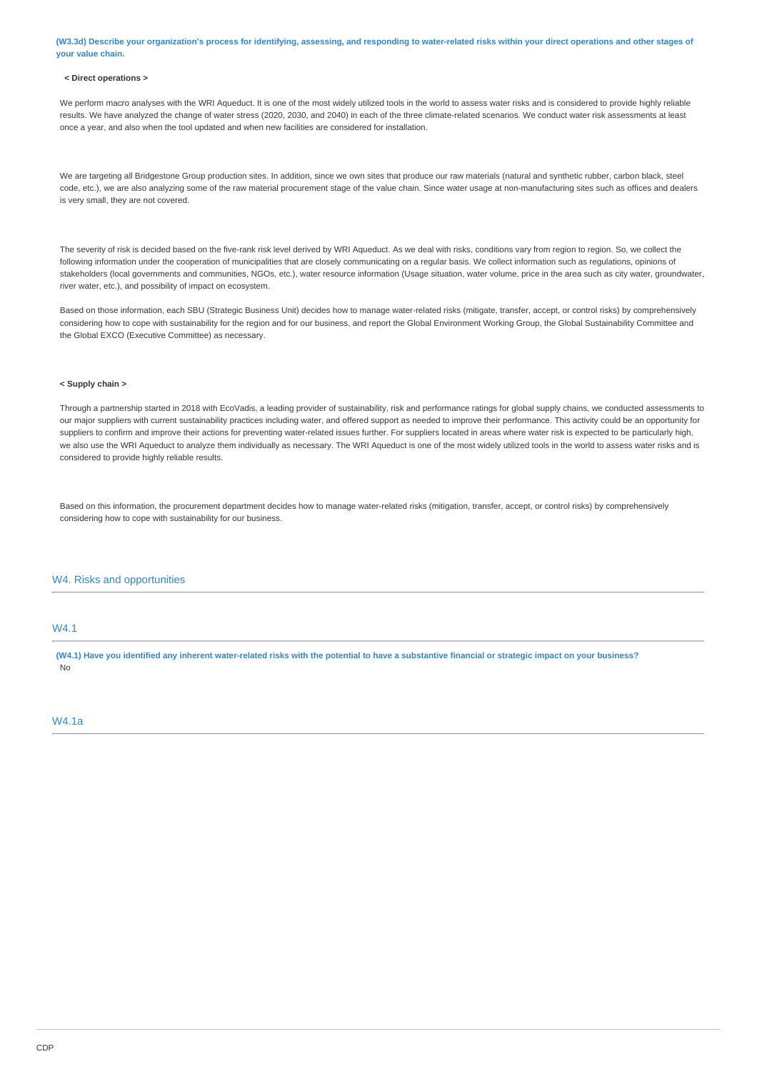**(W3.3d) Describe your organization's process for identifying, assessing, and responding to water-related risks within your direct operations and other stages of your value chain.**

**< Direct operations >**

We perform macro analyses with the WRI Aqueduct. It is one of the most widely utilized tools in the world to assess water risks and is considered to provide highly reliable results. We have analyzed the change of water stress (2020, 2030, and 2040) in each of the three climate-related scenarios. We conduct water risk assessments at least once a year, and also when the tool updated and when new facilities are considered for installation.

We are targeting all Bridgestone Group production sites. In addition, since we own sites that produce our raw materials (natural and synthetic rubber, carbon black, steel code, etc.), we are also analyzing some of the raw material procurement stage of the value chain. Since water usage at non-manufacturing sites such as offices and dealers is very small, they are not covered.

The severity of risk is decided based on the five-rank risk level derived by WRI Aqueduct. As we deal with risks, conditions vary from region to region. So, we collect the following information under the cooperation of municipalities that are closely communicating on a regular basis. We collect information such as regulations, opinions of stakeholders (local governments and communities, NGOs, etc.), water resource information (Usage situation, water volume, price in the area such as city water, groundwater, river water, etc.), and possibility of impact on ecosystem.

Based on those information, each SBU (Strategic Business Unit) decides how to manage water-related risks (mitigate, transfer, accept, or control risks) by comprehensively considering how to cope with sustainability for the region and for our business, and report the Global Environment Working Group, the Global Sustainability Committee and the Global EXCO (Executive Committee) as necessary.

**< Supply chain >**

Through a partnership started in 2018 with EcoVadis, a leading provider of sustainability, risk and performance ratings for global supply chains, we conducted assessments to our major suppliers with current sustainability practices including water, and offered support as needed to improve their performance. This activity could be an opportunity for suppliers to confirm and improve their actions for preventing water-related issues further. For suppliers located in areas where water risk is expected to be particularly high, we also use the WRI Aqueduct to analyze them individually as necessary. The WRI Aqueduct is one of the most widely utilized tools in the world to assess water risks and is considered to provide highly reliable results.

Based on this information, the procurement department decides how to manage water-related risks (mitigation, transfer, accept, or control risks) by comprehensively considering how to cope with sustainability for our business.

## W4. Risks and opportunities

### W4.1

**(W4.1) Have you identified any inherent water-related risks with the potential to have a substantive financial or strategic impact on your business?**

No

### W4.1a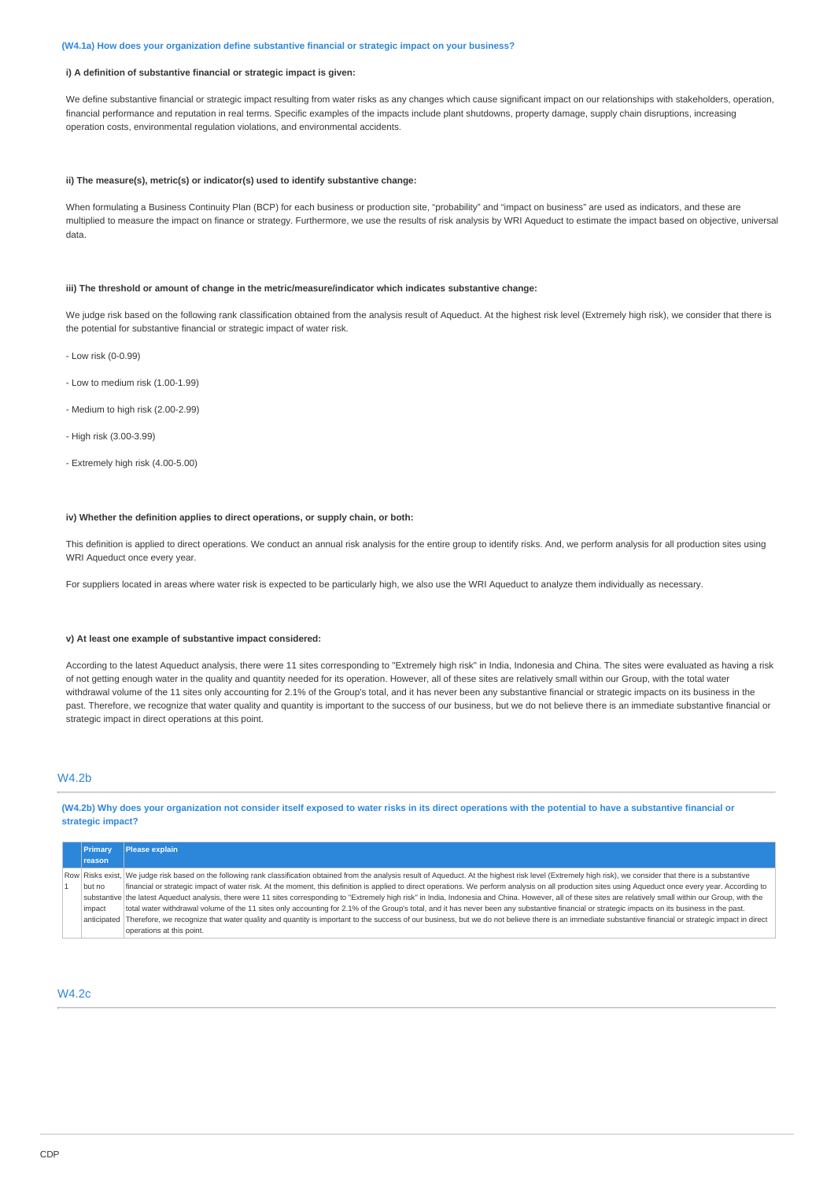**(W4.1a) How does your organization define substantive financial or strategic impact on your business?**

**i) A definition of substantive financial or strategic impact is given:**

We define substantive financial or strategic impact resulting from water risks as any changes which cause significant impact on our relationships with stakeholders, operation, financial performance and reputation in real terms. Specific examples of the impacts include plant shutdowns, property damage, supply chain disruptions, increasing operation costs, environmental regulation violations, and environmental accidents.

**ii) The measure(s), metric(s) or indicator(s) used to identify substantive change:**

When formulating a Business Continuity Plan (BCP) for each business or production site, "probability" and "impact on business" are used as indicators, and these are multiplied to measure the impact on finance or strategy. Furthermore, we use the results of risk analysis by WRI Aqueduct to estimate the impact based on objective, universal data.

**iii) The threshold or amount of change in the metric/measure/indicator which indicates substantive change:**

We judge risk based on the following rank classification obtained from the analysis result of Aqueduct. At the highest risk level (Extremely high risk), we consider that there is the potential for substantive financial or strategic impact of water risk.

- Low risk (0-0.99)

- Low to medium risk (1.00-1.99)

- Medium to high risk (2.00-2.99)

- High risk (3.00-3.99)

- Extremely high risk (4.00-5.00)

**iv) Whether the definition applies to direct operations, or supply chain, or both:**

This definition is applied to direct operations. We conduct an annual risk analysis for the entire group to identify risks. And, we perform analysis for all production sites using WRI Aqueduct once every year.

For suppliers located in areas where water risk is expected to be particularly high, we also use the WRI Aqueduct to analyze them individually as necessary.

**v) At least one example of substantive impact considered:**

According to the latest Aqueduct analysis, there were 11 sites corresponding to "Extremely high risk" in India, Indonesia and China. The sites were evaluated as having a risk of not getting enough water in the quality and quantity needed for its operation. However, all of these sites are relatively small within our Group, with the total water withdrawal volume of the 11 sites only accounting for 2.1% of the Group's total, and it has never been any substantive financial or strategic impacts on its business in the past. Therefore, we recognize that water quality and quantity is important to the success of our business, but we do not believe there is an immediate substantive financial or strategic impact in direct operations at this point.

## W4.2b

**(W4.2b) Why does your organization not consider itself exposed to water risks in its direct operations with the potential to have a substantive financial or strategic impact?**

| | Primary reason | Please explain |
|---|---|---|
| Row 1 | Risks exist, but no substantive impact anticipated | We judge risk based on the following rank classification obtained from the analysis result of Aqueduct. At the highest risk level (Extremely high risk), we consider that there is a substantive financial or strategic impact of water risk. At the moment, this definition is applied to direct operations. We perform analysis on all production sites using Aqueduct once every year. According to the latest Aqueduct analysis, there were 11 sites corresponding to "Extremely high risk" in India, Indonesia and China. However, all of these sites are relatively small within our Group, with the total water withdrawal volume of the 11 sites only accounting for 2.1% of the Group's total, and it has never been any substantive financial or strategic impacts on its business in the past. Therefore, we recognize that water quality and quantity is important to the success of our business, but we do not believe there is an immediate substantive financial or strategic impact in direct operations at this point. |

## W4.2c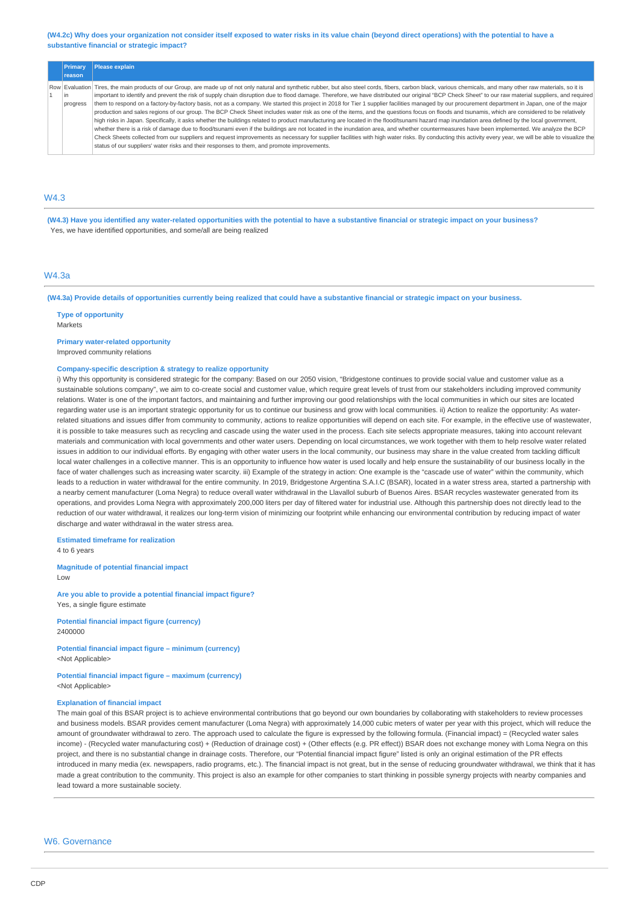**(W4.2c) Why does your organization not consider itself exposed to water risks in its value chain (beyond direct operations) with the potential to have a substantive financial or strategic impact?**

| | Primary reason | Please explain |
|---|---|---|
| Row 1 | Evaluation in progress | Tires, the main products of our Group, are made up of not only natural and synthetic rubber, but also steel cords, fibers, carbon black, various chemicals, and many other raw materials, so it is important to identify and prevent the risk of supply chain disruption due to flood damage. Therefore, we have distributed our original "BCP Check Sheet" to our raw material suppliers, and required them to respond on a factory-by-factory basis, not as a company. We started this project in 2018 for Tier 1 supplier facilities managed by our procurement department in Japan, one of the major production and sales regions of our group. The BCP Check Sheet includes water risk as one of the items, and the questions focus on floods and tsunamis, which are considered to be relatively high risks in Japan. Specifically, it asks whether the buildings related to product manufacturing are located in the flood/tsunami hazard map inundation area defined by the local government, whether there is a risk of damage due to flood/tsunami even if the buildings are not located in the inundation area, and whether countermeasures have been implemented. We analyze the BCP Check Sheets collected from our suppliers and request improvements as necessary for supplier facilities with high water risks. By conducting this activity every year, we will be able to visualize the status of our suppliers' water risks and their responses to them, and promote improvements. |

## W4.3

**(W4.3) Have you identified any water-related opportunities with the potential to have a substantive financial or strategic impact on your business?**

Yes, we have identified opportunities, and some/all are being realized

## W4.3a

**(W4.3a) Provide details of opportunities currently being realized that could have a substantive financial or strategic impact on your business.**

**Type of opportunity**

Markets

**Primary water-related opportunity**

Improved community relations

**Company-specific description & strategy to realize opportunity**

i) Why this opportunity is considered strategic for the company: Based on our 2050 vision, "Bridgestone continues to provide social value and customer value as a sustainable solutions company", we aim to co-create social and customer value, which require great levels of trust from our stakeholders including improved community relations. Water is one of the important factors, and maintaining and further improving our good relationships with the local communities in which our sites are located regarding water use is an important strategic opportunity for us to continue our business and grow with local communities. ii) Action to realize the opportunity: As water-related situations and issues differ from community to community, actions to realize opportunities will depend on each site. For example, in the effective use of wastewater, it is possible to take measures such as recycling and cascade using the water used in the process. Each site selects appropriate measures, taking into account relevant materials and communication with local governments and other water users. Depending on local circumstances, we work together with them to help resolve water related issues in addition to our individual efforts. By engaging with other water users in the local community, our business may share in the value created from tackling difficult local water challenges in a collective manner. This is an opportunity to influence how water is used locally and help ensure the sustainability of our business locally in the face of water challenges such as increasing water scarcity. iii) Example of the strategy in action: One example is the "cascade use of water" within the community, which leads to a reduction in water withdrawal for the entire community. In 2019, Bridgestone Argentina S.A.I.C (BSAR), located in a water stress area, started a partnership with a nearby cement manufacturer (Loma Negra) to reduce overall water withdrawal in the Llavallol suburb of Buenos Aires. BSAR recycles wastewater generated from its operations, and provides Loma Negra with approximately 200,000 liters per day of filtered water for industrial use. Although this partnership does not directly lead to the reduction of our water withdrawal, it realizes our long-term vision of minimizing our footprint while enhancing our environmental contribution by reducing impact of water discharge and water withdrawal in the water stress area.

**Estimated timeframe for realization**

4 to 6 years

**Magnitude of potential financial impact**

Low

**Are you able to provide a potential financial impact figure?**

Yes, a single figure estimate

**Potential financial impact figure (currency)**

2400000

**Potential financial impact figure – minimum (currency)**

<Not Applicable>

**Potential financial impact figure – maximum (currency)**

<Not Applicable>

**Explanation of financial impact**

The main goal of this BSAR project is to achieve environmental contributions that go beyond our own boundaries by collaborating with stakeholders to review processes and business models. BSAR provides cement manufacturer (Loma Negra) with approximately 14,000 cubic meters of water per year with this project, which will reduce the amount of groundwater withdrawal to zero. The approach used to calculate the figure is expressed by the following formula. (Financial impact) = (Recycled water sales income) - (Recycled water manufacturing cost) + (Reduction of drainage cost) + (Other effects (e.g. PR effect)) BSAR does not exchange money with Loma Negra on this project, and there is no substantial change in drainage costs. Therefore, our "Potential financial impact figure" listed is only an original estimation of the PR effects introduced in many media (ex. newspapers, radio programs, etc.). The financial impact is not great, but in the sense of reducing groundwater withdrawal, we think that it has made a great contribution to the community. This project is also an example for other companies to start thinking in possible synergy projects with nearby companies and lead toward a more sustainable society.

## W6. Governance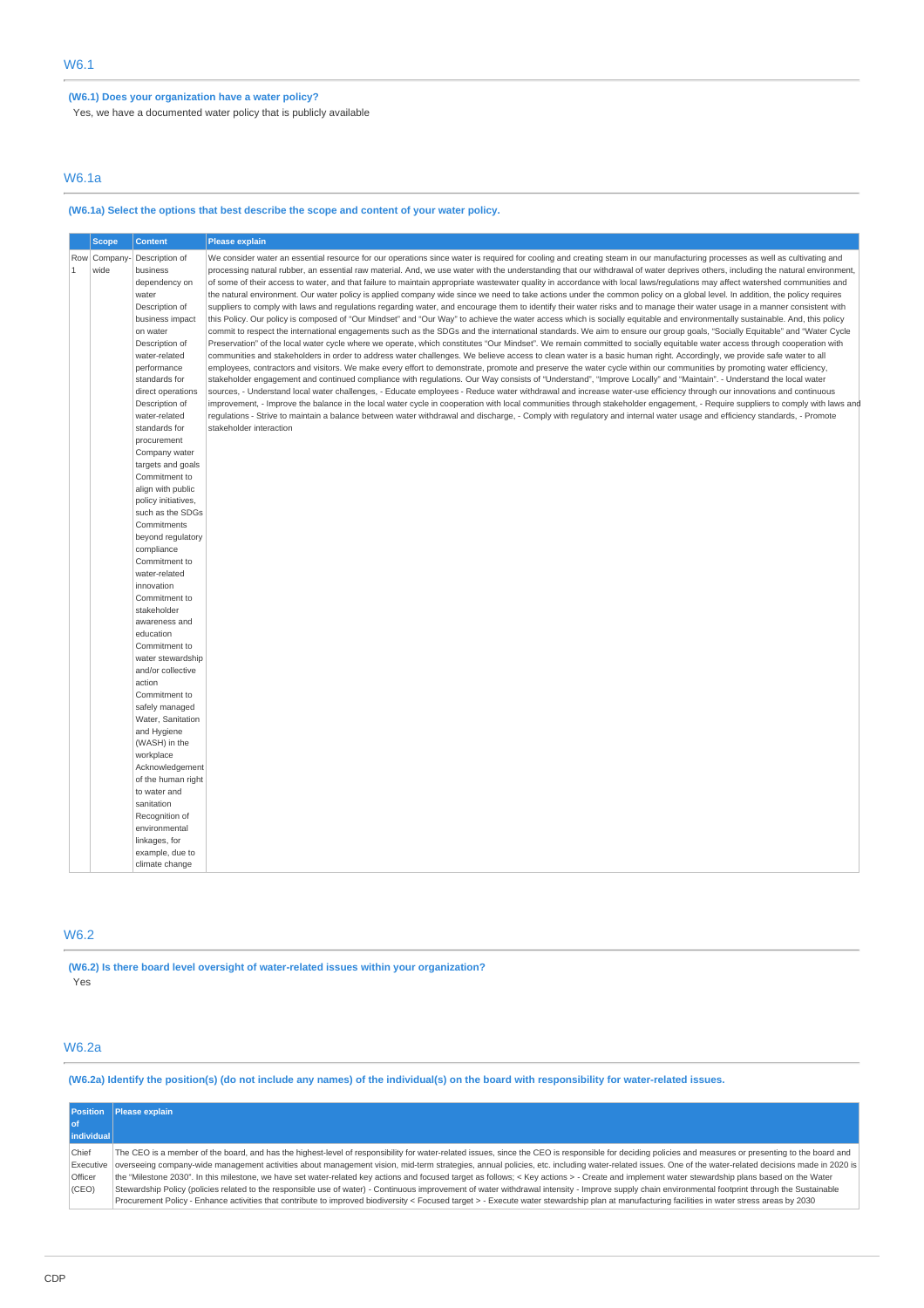## W6.1

**(W6.1) Does your organization have a water policy?**

Yes, we have a documented water policy that is publicly available

## W6.1a

**(W6.1a) Select the options that best describe the scope and content of your water policy.**

| | Scope | Content | Please explain |
|---|---|---|---|
| Row 1 | Company-wide | Description of business dependency on water<br>Description of business impact on water<br>Description of water-related performance standards for direct operations<br>Description of water-related standards for procurement<br>Company water targets and goals<br>Commitment to align with public policy initiatives, such as the SDGs<br>Commitments beyond regulatory compliance<br>Commitment to water-related innovation<br>Commitment to stakeholder awareness and education<br>Commitment to water stewardship and/or collective action<br>Commitment to safely managed Water, Sanitation and Hygiene (WASH) in the workplace<br>Acknowledgement of the human right to water and sanitation<br>Recognition of environmental linkages, for example, due to climate change | We consider water an essential resource for our operations since water is required for cooling and creating steam in our manufacturing processes as well as cultivating and processing natural rubber, an essential raw material. And, we use water with the understanding that our withdrawal of water deprives others, including the natural environment, of some of their access to water, and that failure to maintain appropriate wastewater quality in accordance with local laws/regulations may affect watershed communities and the natural environment. Our water policy is applied company wide since we need to take actions under the common policy on a global level. In addition, the policy requires suppliers to comply with laws and regulations regarding water, and encourage them to identify their water risks and to manage their water usage in a manner consistent with this Policy. Our policy is composed of "Our Mindset" and "Our Way" to achieve the water access which is socially equitable and environmentally sustainable. And, this policy commit to respect the international engagements such as the SDGs and the international standards. We aim to ensure our group goals, "Socially Equitable" and "Water Cycle Preservation" of the local water cycle where we operate, which constitutes "Our Mindset". We remain committed to socially equitable water access through cooperation with communities and stakeholders in order to address water challenges. We believe access to clean water is a basic human right. Accordingly, we provide safe water to all employees, contractors and visitors. We make every effort to demonstrate, promote and preserve the water cycle within our communities by promoting water efficiency, stakeholder engagement and continued compliance with regulations. Our Way consists of "Understand", "Improve Locally" and "Maintain". - Understand the local water sources, - Understand local water challenges, - Educate employees - Reduce water withdrawal and increase water-use efficiency through our innovations and continuous improvement, - Improve the balance in the local water cycle in cooperation with local communities through stakeholder engagement, - Require suppliers to comply with laws and regulations - Strive to maintain a balance between water withdrawal and discharge, - Comply with regulatory and internal water usage and efficiency standards, - Promote stakeholder interaction |

## W6.2

**(W6.2) Is there board level oversight of water-related issues within your organization?**

Yes

## W6.2a

**(W6.2a) Identify the position(s) (do not include any names) of the individual(s) on the board with responsibility for water-related issues.**

| Position of individual | Please explain |
|---|---|
| Chief Executive Officer (CEO) | The CEO is a member of the board, and has the highest-level of responsibility for water-related issues, since the CEO is responsible for deciding policies and measures or presenting to the board and overseeing company-wide management activities about management vision, mid-term strategies, annual policies, etc. including water-related issues. One of the water-related decisions made in 2020 is the "Milestone 2030". In this milestone, we have set water-related key actions and focused target as follows; < Key actions > - Create and implement water stewardship plans based on the Water Stewardship Policy (policies related to the responsible use of water) - Continuous improvement of water withdrawal intensity - Improve supply chain environmental footprint through the Sustainable Procurement Policy - Enhance activities that contribute to improved biodiversity < Focused target > - Execute water stewardship plan at manufacturing facilities in water stress areas by 2030 |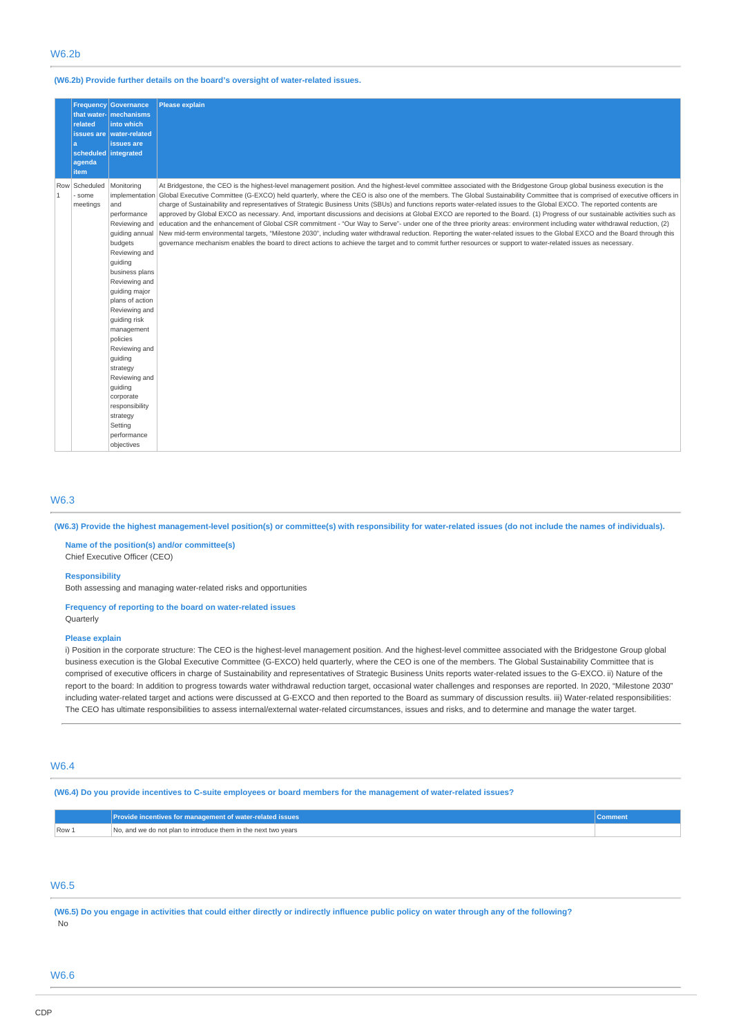## W6.2b

**(W6.2b) Provide further details on the board's oversight of water-related issues.**

| | Frequency that water-related issues are a scheduled agenda item | Governance mechanisms into which water-related issues are integrated | Please explain |
|---|---|---|---|
| Row 1 | Scheduled - some meetings | Monitoring implementation and performance Reviewing and guiding annual budgets Reviewing and guiding business plans Reviewing and guiding major plans of action Reviewing and guiding risk management policies Reviewing and guiding strategy Reviewing and guiding corporate responsibility strategy Setting performance objectives | At Bridgestone, the CEO is the highest-level management position. And the highest-level committee associated with the Bridgestone Group global business execution is the Global Executive Committee (G-EXCO) held quarterly, where the CEO is also one of the members. The Global Sustainability Committee that is comprised of executive officers in charge of Sustainability and representatives of Strategic Business Units (SBUs) and functions reports water-related issues to the Global EXCO. The reported contents are approved by Global EXCO as necessary. And, important discussions and decisions at Global EXCO are reported to the Board. (1) Progress of our sustainable activities such as education and the enhancement of Global CSR commitment - "Our Way to Serve"- under one of the three priority areas: environment including water withdrawal reduction, (2) New mid-term environmental targets, "Milestone 2030", including water withdrawal reduction. Reporting the water-related issues to the Global EXCO and the Board through this governance mechanism enables the board to direct actions to achieve the target and to commit further resources or support to water-related issues as necessary. |

## W6.3

**(W6.3) Provide the highest management-level position(s) or committee(s) with responsibility for water-related issues (do not include the names of individuals).**

**Name of the position(s) and/or committee(s)**
Chief Executive Officer (CEO)

**Responsibility**
Both assessing and managing water-related risks and opportunities

**Frequency of reporting to the board on water-related issues**
Quarterly

**Please explain**
i) Position in the corporate structure: The CEO is the highest-level management position. And the highest-level committee associated with the Bridgestone Group global business execution is the Global Executive Committee (G-EXCO) held quarterly, where the CEO is one of the members. The Global Sustainability Committee that is comprised of executive officers in charge of Sustainability and representatives of Strategic Business Units reports water-related issues to the G-EXCO. ii) Nature of the report to the board: In addition to progress towards water withdrawal reduction target, occasional water challenges and responses are reported. In 2020, "Milestone 2030" including water-related target and actions were discussed at G-EXCO and then reported to the Board as summary of discussion results. iii) Water-related responsibilities: The CEO has ultimate responsibilities to assess internal/external water-related circumstances, issues and risks, and to determine and manage the water target.

## W6.4

**(W6.4) Do you provide incentives to C-suite employees or board members for the management of water-related issues?**

| | Provide incentives for management of water-related issues | Comment |
|---|---|---|
| Row 1 | No, and we do not plan to introduce them in the next two years | |

## W6.5

**(W6.5) Do you engage in activities that could either directly or indirectly influence public policy on water through any of the following?**
No

## W6.6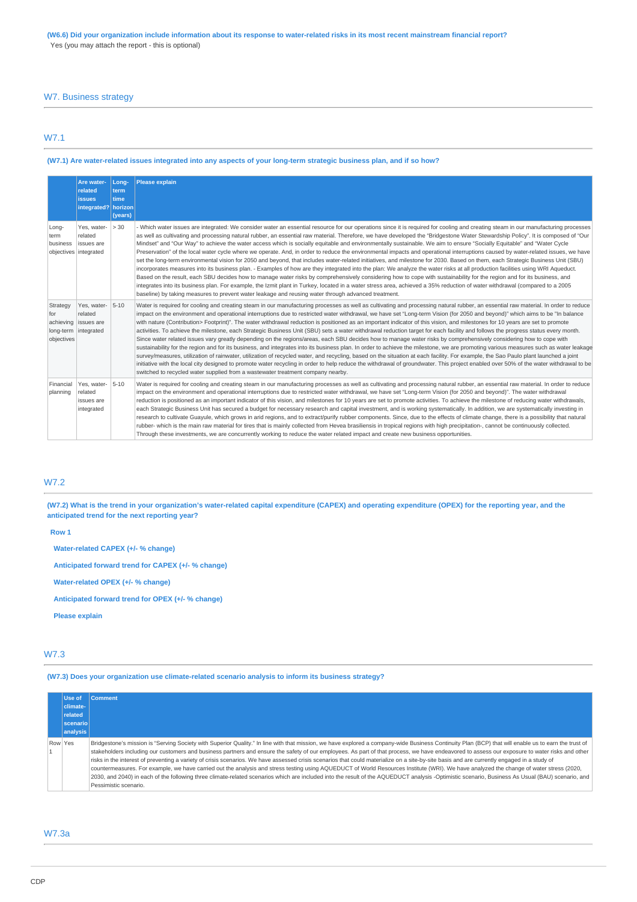**(W6.6) Did your organization include information about its response to water-related risks in its most recent mainstream financial report?**

Yes (you may attach the report - this is optional)

## W7. Business strategy

### W7.1

**(W7.1) Are water-related issues integrated into any aspects of your long-term strategic business plan, and if so how?**

| | Are water-related issues integrated? | Long-term time horizon (years) | Please explain |
|---|---|---|---|
| Long-term business objectives | Yes, water-related issues are integrated | > 30 | - Which water issues are integrated: We consider water an essential resource for our operations since it is required for cooling and creating steam in our manufacturing processes as well as cultivating and processing natural rubber, an essential raw material. Therefore, we have developed the "Bridgestone Water Stewardship Policy". It is composed of "Our Mindset" and "Our Way" to achieve the water access which is socially equitable and environmentally sustainable. We aim to ensure "Socially Equitable" and "Water Cycle Preservation" of the local water cycle where we operate. And, in order to reduce the environmental impacts and operational interruptions caused by water-related issues, we have set the long-term environmental vision for 2050 and beyond, that includes water-related initiatives, and milestone for 2030. Based on them, each Strategic Business Unit (SBU) incorporates measures into its business plan. - Examples of how are they integrated into the plan: We analyze the water risks at all production facilities using WRI Aqueduct. Based on the result, each SBU decides how to manage water risks by comprehensively considering how to cope with sustainability for the region and for its business, and integrates into its business plan. For example, the Izmit plant in Turkey, located in a water stress area, achieved a 35% reduction of water withdrawal (compared to a 2005 baseline) by taking measures to prevent water leakage and reusing water through advanced treatment. |
| Strategy for achieving long-term objectives | Yes, water-related issues are integrated | 5-10 | Water is required for cooling and creating steam in our manufacturing processes as well as cultivating and processing natural rubber, an essential raw material. In order to reduce impact on the environment and operational interruptions due to restricted water withdrawal, we have set "Long-term Vision (for 2050 and beyond)" which aims to be "In balance with nature (Contribution> Footprint)". The water withdrawal reduction is positioned as an important indicator of this vision, and milestones for 10 years are set to promote activities. To achieve the milestone, each Strategic Business Unit (SBU) sets a water withdrawal reduction target for each facility and follows the progress status every month. Since water related issues vary greatly depending on the regions/areas, each SBU decides how to manage water risks by comprehensively considering how to cope with sustainability for the region and for its business, and integrates into its business plan. In order to achieve the milestone, we are promoting various measures such as water leakage survey/measures, utilization of rainwater, utilization of recycled water, and recycling, based on the situation at each facility. For example, the Sao Paulo plant launched a joint initiative with the local city designed to promote water recycling in order to help reduce the withdrawal of groundwater. This project enabled over 50% of the water withdrawal to be switched to recycled water supplied from a wastewater treatment company nearby. |
| Financial planning | Yes, water-related issues are integrated | 5-10 | Water is required for cooling and creating steam in our manufacturing processes as well as cultivating and processing natural rubber, an essential raw material. In order to reduce impact on the environment and operational interruptions due to restricted water withdrawal, we have set "Long-term Vision (for 2050 and beyond)". The water withdrawal reduction is positioned as an important indicator of this vision, and milestones for 10 years are set to promote activities. To achieve the milestone of reducing water withdrawals, each Strategic Business Unit has secured a budget for necessary research and capital investment, and is working systematically. In addition, we are systematically investing in research to cultivate Guayule, which grows in arid regions, and to extract/purify rubber components. Since, due to the effects of climate change, there is a possibility that natural rubber- which is the main raw material for tires that is mainly collected from Hevea brasiliensis in tropical regions with high precipitation-, cannot be continuously collected. Through these investments, we are concurrently working to reduce the water related impact and create new business opportunities. |

### W7.2

**(W7.2) What is the trend in your organization's water-related capital expenditure (CAPEX) and operating expenditure (OPEX) for the reporting year, and the anticipated trend for the next reporting year?**

**Row 1**

**Water-related CAPEX (+/- % change)**

**Anticipated forward trend for CAPEX (+/- % change)**

**Water-related OPEX (+/- % change)**

**Anticipated forward trend for OPEX (+/- % change)**

**Please explain**

### W7.3

**(W7.3) Does your organization use climate-related scenario analysis to inform its business strategy?**

| | Use of climate-related scenario analysis | Comment |
|---|---|---|
| Row 1 | Yes | Bridgestone's mission is "Serving Society with Superior Quality." In line with that mission, we have explored a company-wide Business Continuity Plan (BCP) that will enable us to earn the trust of stakeholders including our customers and business partners and ensure the safety of our employees. As part of that process, we have endeavored to assess our exposure to water risks and other risks in the interest of preventing a variety of crisis scenarios. We have assessed crisis scenarios that could materialize on a site-by-site basis and are currently engaged in a study of countermeasures. For example, we have carried out the analysis and stress testing using AQUEDUCT of World Resources Institute (WRI). We have analyzed the change of water stress (2020, 2030, and 2040) in each of the following three climate-related scenarios which are included into the result of the AQUEDUCT analysis -Optimistic scenario, Business As Usual (BAU) scenario, and Pessimistic scenario. |

### W7.3a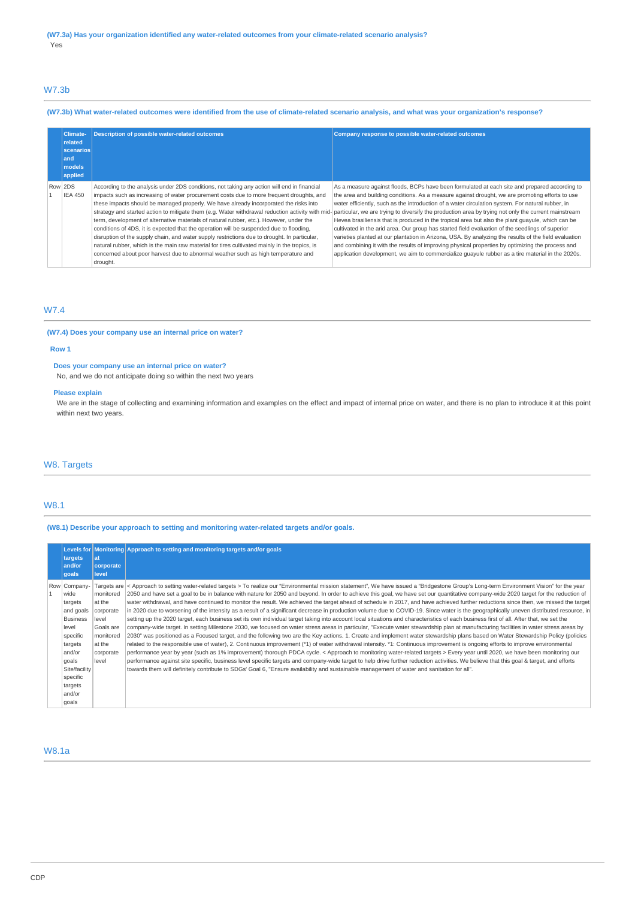**(W7.3a) Has your organization identified any water-related outcomes from your climate-related scenario analysis?**

Yes

## W7.3b

**(W7.3b) What water-related outcomes were identified from the use of climate-related scenario analysis, and what was your organization's response?**

| | Climate-related scenarios and models applied | Description of possible water-related outcomes | Company response to possible water-related outcomes |
|---|---|---|---|
| Row 1 | 2DS IEA 450 | According to the analysis under 2DS conditions, not taking any action will end in financial impacts such as increasing of water procurement costs due to more frequent droughts, and these impacts should be managed properly. We have already incorporated the risks into strategy and started action to mitigate them (e.g. Water withdrawal reduction activity with mid-term, development of alternative materials of natural rubber, etc.). However, under the conditions of 4DS, it is expected that the operation will be suspended due to flooding, disruption of the supply chain, and water supply restrictions due to drought. In particular, natural rubber, which is the main raw material for tires cultivated mainly in the tropics, is concerned about poor harvest due to abnormal weather such as high temperature and drought. | As a measure against floods, BCPs have been formulated at each site and prepared according to the area and building conditions. As a measure against drought, we are promoting efforts to use water efficiently, such as the introduction of a water circulation system. For natural rubber, in particular, we are trying to diversify the production area by trying not only the current mainstream Hevea brasiliensis that is produced in the tropical area but also the plant guayule, which can be cultivated in the arid area. Our group has started field evaluation of the seedlings of superior varieties planted at our plantation in Arizona, USA. By analyzing the results of the field evaluation and combining it with the results of improving physical properties by optimizing the process and application development, we aim to commercialize guayule rubber as a tire material in the 2020s. |

## W7.4

**(W7.4) Does your company use an internal price on water?**

**Row 1**

**Does your company use an internal price on water?**

No, and we do not anticipate doing so within the next two years

**Please explain**

We are in the stage of collecting and examining information and examples on the effect and impact of internal price on water, and there is no plan to introduce it at this point within next two years.

# W8. Targets

## W8.1

**(W8.1) Describe your approach to setting and monitoring water-related targets and/or goals.**

| | Levels for targets and/or goals | Monitoring at corporate level | Approach to setting and monitoring targets and/or goals |
|---|---|---|---|
| Row 1 | Company-wide targets and goals Business level specific targets and/or goals Site/facility specific targets and/or goals | Targets are monitored at the corporate level Goals are monitored at the corporate level | < Approach to setting water-related targets > To realize our "Environmental mission statement", We have issued a "Bridgestone Group's Long-term Environment Vision" for the year 2050 and have set a goal to be in balance with nature for 2050 and beyond. In order to achieve this goal, we have set our quantitative company-wide 2020 target for the reduction of water withdrawal, and have continued to monitor the result. We achieved the target ahead of schedule in 2017, and have achieved further reductions since then, we missed the target in 2020 due to worsening of the intensity as a result of a significant decrease in production volume due to COVID-19. Since water is the geographically uneven distributed resource, in setting up the 2020 target, each business set its own individual target taking into account local situations and characteristics of each business first of all. After that, we set the company-wide target. In setting Milestone 2030, we focused on water stress areas in particular, "Execute water stewardship plan at manufacturing facilities in water stress areas by 2030" was positioned as a Focused target, and the following two are the Key actions. 1. Create and implement water stewardship plans based on Water Stewardship Policy (policies related to the responsible use of water), 2. Continuous improvement (*1) of water withdrawal intensity. *1: Continuous improvement is ongoing efforts to improve environmental performance year by year (such as 1% improvement) thorough PDCA cycle. < Approach to monitoring water-related targets > Every year until 2020, we have been monitoring our performance against site specific, business level specific targets and company-wide target to help drive further reduction activities. We believe that this goal & target, and efforts towards them will definitely contribute to SDGs' Goal 6, "Ensure availability and sustainable management of water and sanitation for all". |

## W8.1a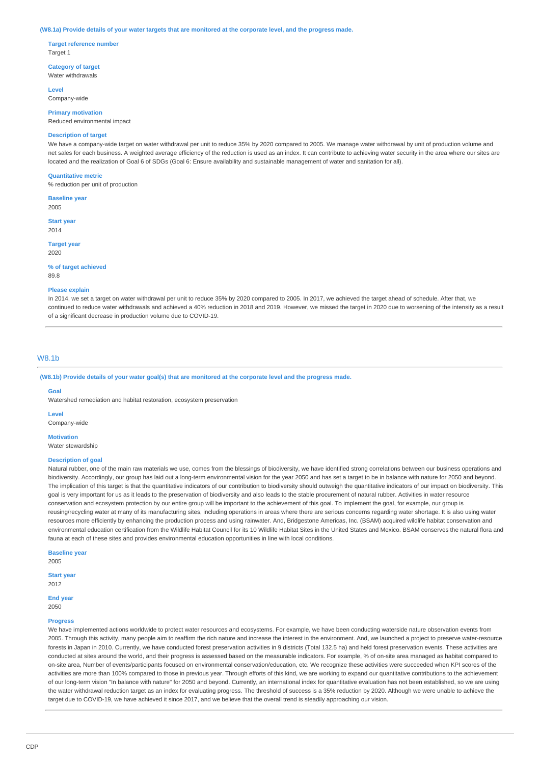**(W8.1a) Provide details of your water targets that are monitored at the corporate level, and the progress made.**

**Target reference number**
Target 1

**Category of target**
Water withdrawals

**Level**
Company-wide

**Primary motivation**
Reduced environmental impact

**Description of target**
We have a company-wide target on water withdrawal per unit to reduce 35% by 2020 compared to 2005. We manage water withdrawal by unit of production volume and net sales for each business. A weighted average efficiency of the reduction is used as an index. It can contribute to achieving water security in the area where our sites are located and the realization of Goal 6 of SDGs (Goal 6: Ensure availability and sustainable management of water and sanitation for all).

**Quantitative metric**
% reduction per unit of production

**Baseline year**
2005

**Start year**
2014

**Target year**
2020

**% of target achieved**
89.8

**Please explain**
In 2014, we set a target on water withdrawal per unit to reduce 35% by 2020 compared to 2005. In 2017, we achieved the target ahead of schedule. After that, we continued to reduce water withdrawals and achieved a 40% reduction in 2018 and 2019. However, we missed the target in 2020 due to worsening of the intensity as a result of a significant decrease in production volume due to COVID-19.

## W8.1b

**(W8.1b) Provide details of your water goal(s) that are monitored at the corporate level and the progress made.**

**Goal**
Watershed remediation and habitat restoration, ecosystem preservation

**Level**
Company-wide

**Motivation**
Water stewardship

**Description of goal**
Natural rubber, one of the main raw materials we use, comes from the blessings of biodiversity, we have identified strong correlations between our business operations and biodiversity. Accordingly, our group has laid out a long-term environmental vision for the year 2050 and has set a target to be in balance with nature for 2050 and beyond. The implication of this target is that the quantitative indicators of our contribution to biodiversity should outweigh the quantitative indicators of our impact on biodiversity. This goal is very important for us as it leads to the preservation of biodiversity and also leads to the stable procurement of natural rubber. Activities in water resource conservation and ecosystem protection by our entire group will be important to the achievement of this goal. To implement the goal, for example, our group is reusing/recycling water at many of its manufacturing sites, including operations in areas where there are serious concerns regarding water shortage. It is also using water resources more efficiently by enhancing the production process and using rainwater. And, Bridgestone Americas, Inc. (BSAM) acquired wildlife habitat conservation and environmental education certification from the Wildlife Habitat Council for its 10 Wildlife Habitat Sites in the United States and Mexico. BSAM conserves the natural flora and fauna at each of these sites and provides environmental education opportunities in line with local conditions.

**Baseline year**
2005

**Start year**
2012

**End year**
2050

**Progress**
We have implemented actions worldwide to protect water resources and ecosystems. For example, we have been conducting waterside nature observation events from 2005. Through this activity, many people aim to reaffirm the rich nature and increase the interest in the environment. And, we launched a project to preserve water-resource forests in Japan in 2010. Currently, we have conducted forest preservation activities in 9 districts (Total 132.5 ha) and held forest preservation events. These activities are conducted at sites around the world, and their progress is assessed based on the measurable indicators. For example, % of on-site area managed as habitat compared to on-site area, Number of events/participants focused on environmental conservation/education, etc. We recognize these activities were succeeded when KPI scores of the activities are more than 100% compared to those in previous year. Through efforts of this kind, we are working to expand our quantitative contributions to the achievement of our long-term vision "In balance with nature" for 2050 and beyond. Currently, an international index for quantitative evaluation has not been established, so we are using the water withdrawal reduction target as an index for evaluating progress. The threshold of success is a 35% reduction by 2020. Although we were unable to achieve the target due to COVID-19, we have achieved it since 2017, and we believe that the overall trend is steadily approaching our vision.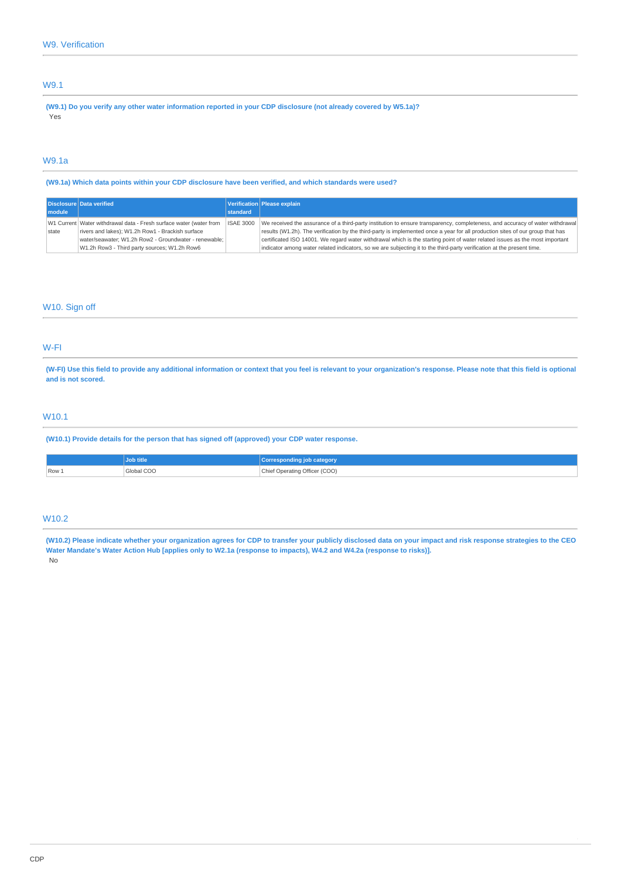## W9. Verification

### W9.1

**(W9.1) Do you verify any other water information reported in your CDP disclosure (not already covered by W5.1a)?**

Yes

### W9.1a

**(W9.1a) Which data points within your CDP disclosure have been verified, and which standards were used?**

| Disclosure module | Data verified | Verification standard | Please explain |
|---|---|---|---|
| W1 Current state | Water withdrawal data - Fresh surface water (water from rivers and lakes); W1.2h Row1 - Brackish surface water/seawater; W1.2h Row2 - Groundwater - renewable; W1.2h Row3 - Third party sources; W1.2h Row6 | ISAE 3000 | We received the assurance of a third-party institution to ensure transparency, completeness, and accuracy of water withdrawal results (W1.2h). The verification by the third-party is implemented once a year for all production sites of our group that has certificated ISO 14001. We regard water withdrawal which is the starting point of water related issues as the most important indicator among water related indicators, so we are subjecting it to the third-party verification at the present time. |

## W10. Sign off

### W-FI

**(W-FI) Use this field to provide any additional information or context that you feel is relevant to your organization's response. Please note that this field is optional and is not scored.**

### W10.1

**(W10.1) Provide details for the person that has signed off (approved) your CDP water response.**

| | Job title | Corresponding job category |
|---|---|---|
| Row 1 | Global COO | Chief Operating Officer (COO) |

### W10.2

**(W10.2) Please indicate whether your organization agrees for CDP to transfer your publicly disclosed data on your impact and risk response strategies to the CEO Water Mandate's Water Action Hub [applies only to W2.1a (response to impacts), W4.2 and W4.2a (response to risks)].**

No